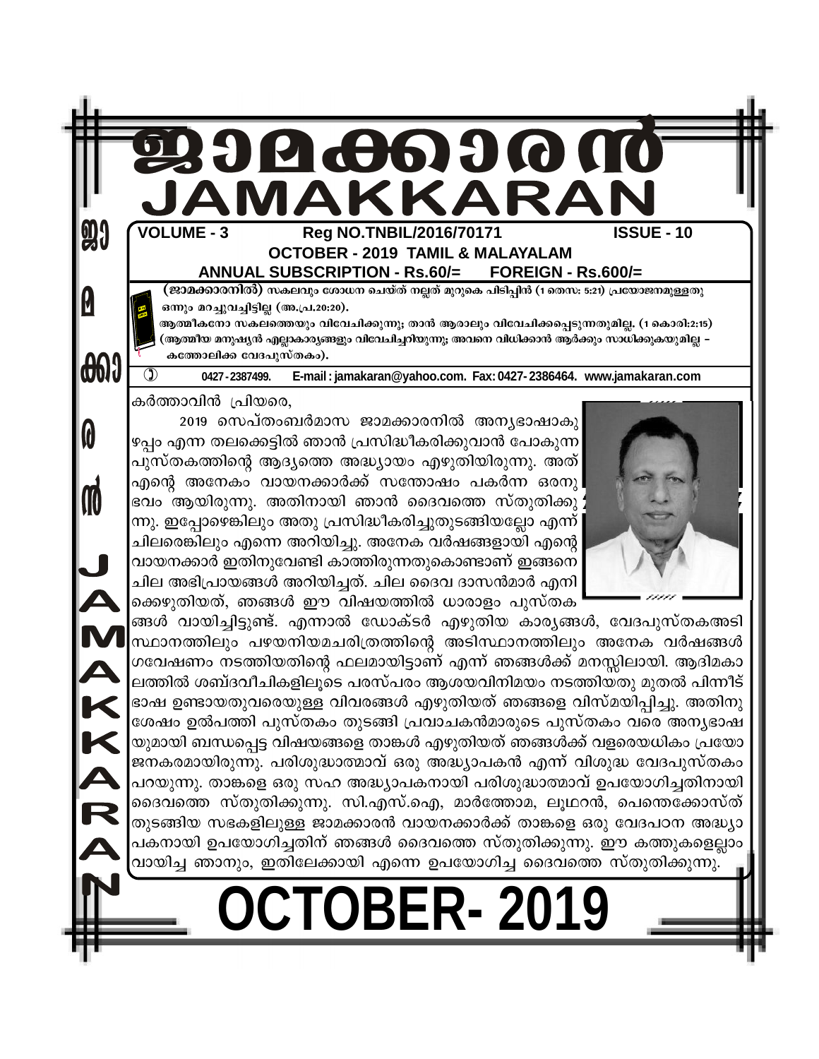# ജാമക്കാരൻ
# JAMAKKARAN

**VOLUME - 3** **Reg NO.TNBIL/2016/70171** **ISSUE - 10**

**OCTOBER - 2019 TAMIL & MALAYALAM**

**ANNUAL SUBSCRIPTION - Rs.60/= FOREIGN - Rs.600/=**

**(ജാമക്കാരനിൽ)** സകലവും ശോധന ചെയ്ത് നല്ലത് മുറുകെ പിടിപ്പിൻ (1 തെസ: 5:21) പ്രയോജനമുള്ളതു ഒന്നും മറച്ചുവച്ചിട്ടില്ല (അ.പ്ര.20:20).

ആത്മീകനോ സകലത്തെയും വിവേചിക്കുന്നു; താൻ ആരാലും വിവേചിക്കപ്പെടുന്നതുമില്ല. (1 കൊരി:2:15) (ആത്മീയ മനുഷ്യൻ എല്ലാകാര്യങ്ങളും വിവേചിച്ചറിയുന്നു; അവനെ വിധിക്കാൻ ആർക്കും സാധിക്കുകയുമില്ല – കത്തോലിക്ക വേദപുസ്തകം).

0427 - 2387499. E-mail : jamakaran@yahoo.com. Fax: 0427- 2386464. www.jamakaran.com

കർത്താവിൻ പ്രിയരെ,

2019 സെപ്തംബർമാസ ജാമക്കാരനിൽ അന്യഭാഷാകുഴപ്പം എന്ന തലക്കെട്ടിൽ ഞാൻ പ്രസിദ്ധീകരിക്കുവാൻ പോകുന്ന പുസ്തകത്തിന്റെ ആദ്യത്തെ അദ്ധ്യായം എഴുതിയിരുന്നു. അത് എന്റെ അനേകം വായനക്കാർക്ക് സന്തോഷം പകർന്ന ഒരനുഭവം ആയിരുന്നു. അതിനായി ഞാൻ ദൈവത്തെ സ്തുതിക്കുന്നു. ഇപ്പോഴെങ്കിലും അതു പ്രസിദ്ധീകരിച്ചുതുടങ്ങിയല്ലോ എന്ന് ചിലരെങ്കിലും എന്നെ അറിയിച്ചു. അനേക വർഷങ്ങളായി എന്റെ വായനക്കാർ ഇതിനുവേണ്ടി കാത്തിരുന്നതുകൊണ്ടാണ് ഇങ്ങനെ ചില അഭിപ്രായങ്ങൾ അറിയിച്ചത്. ചില ദൈവ ദാസൻമാർ എനിക്കെഴുതിയത്, ഞങ്ങൾ ഈ വിഷയത്തിൽ ധാരാളം പുസ്തകങ്ങൾ വായിച്ചിട്ടുണ്ട്. എന്നാൽ ഡോക്‌ടർ എഴുതിയ കാര്യങ്ങൾ, വേദപുസ്തകഅടിസ്ഥാനത്തിലും പഴയനിയമചരിത്രത്തിന്റെ അടിസ്ഥാനത്തിലും അനേക വർഷങ്ങൾ ഗവേഷണം നടത്തിയതിന്റെ ഫലമായിട്ടാണ് എന്ന് ഞങ്ങൾക്ക് മനസ്സിലായി. ആദിമകാലത്തിൽ ശബ്ദവീചികളിലൂടെ പരസ്പരം ആശയവിനിമയം നടത്തിയതു മുതൽ പിന്നീട് ഭാഷ ഉണ്ടായതുവരെയുള്ള വിവരങ്ങൾ എഴുതിയത് ഞങ്ങളെ വിസ്മയിപ്പിച്ചു. അതിനു ശേഷം ഉൽപത്തി പുസ്തകം തുടങ്ങി പ്രവാചകൻമാരുടെ പുസ്തകം വരെ അന്യഭാഷയുമായി ബന്ധപ്പെട്ട വിഷയങ്ങളെ താങ്കൾ എഴുതിയത് ഞങ്ങൾക്ക് വളരെയധികം പ്രയോജനകരമായിരുന്നു. പരിശുദ്ധാത്മാവ് ഒരു അദ്ധ്യാപകൻ എന്ന് വിശുദ്ധ വേദപുസ്തകം പറയുന്നു. താങ്കളെ ഒരു സഹ അദ്ധ്യാപകനായി പരിശുദ്ധാത്മാവ് ഉപയോഗിച്ചതിനായി ദൈവത്തെ സ്തുതിക്കുന്നു. സി.എസ്.ഐ, മാർത്തോമ, ലൂഥറൻ, പെന്തെക്കോസ്ത് തുടങ്ങിയ സഭകളിലുള്ള ജാമക്കാരൻ വായനക്കാർക്ക് താങ്കളെ ഒരു വേദപഠന അദ്ധ്യാപകനായി ഉപയോഗിച്ചതിന് ഞങ്ങൾ ദൈവത്തെ സ്തുതിക്കുന്നു. ഈ കത്തുകളെല്ലാം വായിച്ച ഞാനും, ഇതിലേക്കായി എന്നെ ഉപയോഗിച്ച ദൈവത്തെ സ്തുതിക്കുന്നു.

# OCTOBER- 2019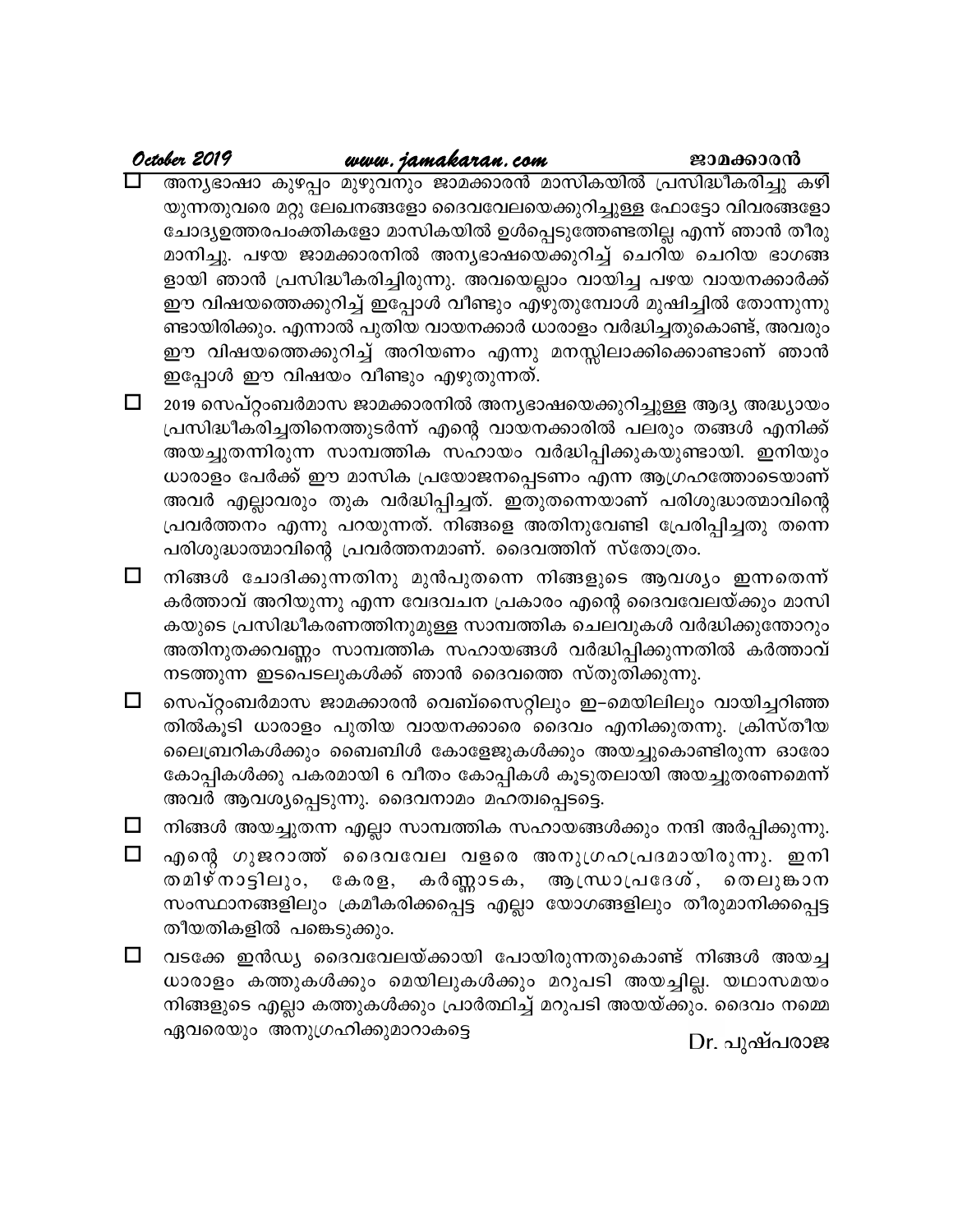- അന്യഭാഷാ കുഴപ്പം മുഴുവനും ജാമക്കാരൻ മാസികയിൽ പ്രസിദ്ധീകരിച്ചു കഴിയുന്നതുവരെ മറ്റു ലേഖനങ്ങളോ ദൈവവേലയെക്കുറിച്ചുള്ള ഫോട്ടോ വിവരങ്ങളോ ചോദ്യഉത്തരപംക്തികളോ മാസികയിൽ ഉൾപ്പെടുത്തേണ്ടതില്ല എന്ന് ഞാൻ തീരുമാനിച്ചു. പഴയ ജാമക്കാരനിൽ അന്യഭാഷയെക്കുറിച്ച് ചെറിയ ചെറിയ ഭാഗങ്ങളായി ഞാൻ പ്രസിദ്ധീകരിച്ചിരുന്നു. അവയെല്ലാം വായിച്ച പഴയ വായനക്കാർക്ക് ഈ വിഷയത്തെക്കുറിച്ച് ഇപ്പോൾ വീണ്ടും എഴുതുമ്പോൾ മുഷിച്ചിൽ തോന്നുന്നുണ്ടായിരിക്കും. എന്നാൽ പുതിയ വായനക്കാർ ധാരാളം വർദ്ധിച്ചതുകൊണ്ട്, അവരും ഈ വിഷയത്തെക്കുറിച്ച് അറിയണം എന്നു മനസ്സിലാക്കിക്കൊണ്ടാണ് ഞാൻ ഇപ്പോൾ ഈ വിഷയം വീണ്ടും എഴുതുന്നത്.
- 2019 സെപ്റ്റംബർമാസ ജാമക്കാരനിൽ അന്യഭാഷയെക്കുറിച്ചുള്ള ആദ്യ അദ്ധ്യായം പ്രസിദ്ധീകരിച്ചതിനെത്തുടർന്ന് എന്റെ വായനക്കാരിൽ പലരും തങ്ങൾ എനിക്ക് അയച്ചുതന്നിരുന്ന സാമ്പത്തിക സഹായം വർദ്ധിപ്പിക്കുകയുണ്ടായി. ഇനിയും ധാരാളം പേർക്ക് ഈ മാസിക പ്രയോജനപ്പെടണം എന്ന ആഗ്രഹത്തോടെയാണ് അവർ എല്ലാവരും തുക വർദ്ധിപ്പിച്ചത്. ഇതുതന്നെയാണ് പരിശുദ്ധാത്മാവിന്റെ പ്രവർത്തനം എന്നു പറയുന്നത്. നിങ്ങളെ അതിനുവേണ്ടി പ്രേരിപ്പിച്ചതു തന്നെ പരിശുദ്ധാത്മാവിന്റെ പ്രവർത്തനമാണ്. ദൈവത്തിന് സ്തോത്രം.
- നിങ്ങൾ ചോദിക്കുന്നതിനു മുൻപുതന്നെ നിങ്ങളുടെ ആവശ്യം ഇന്നതെന്ന് കർത്താവ് അറിയുന്നു എന്ന വേദവചന പ്രകാരം എന്റെ ദൈവവേലയ്ക്കും മാസികയുടെ പ്രസിദ്ധീകരണത്തിനുമുള്ള സാമ്പത്തിക ചെലവുകൾ വർദ്ധിക്കുന്തോറും അതിനുതക്കവണ്ണം സാമ്പത്തിക സഹായങ്ങൾ വർദ്ധിപ്പിക്കുന്നതിൽ കർത്താവ് നടത്തുന്ന ഇടപെടലുകൾക്ക് ഞാൻ ദൈവത്തെ സ്തുതിക്കുന്നു.
- സെപ്റ്റംബർമാസ ജാമക്കാരൻ വെബ്സൈറ്റിലും ഇ–മെയിലിലും വായിച്ചറിഞ്ഞതിൽകൂടി ധാരാളം പുതിയ വായനക്കാരെ ദൈവം എനിക്കുതന്നു. ക്രിസ്തീയ ലൈബ്രറികൾക്കും ബൈബിൾ കോളേജുകൾക്കും അയച്ചുകൊണ്ടിരുന്ന ഓരോ കോപ്പികൾക്കു പകരമായി 6 വീതം കോപ്പികൾ കൂടുതലായി അയച്ചുതരണമെന്ന് അവർ ആവശ്യപ്പെടുന്നു. ദൈവനാമം മഹത്വപ്പെടട്ടെ.
- നിങ്ങൾ അയച്ചുതന്ന എല്ലാ സാമ്പത്തിക സഹായങ്ങൾക്കും നന്ദി അർപ്പിക്കുന്നു.
- എന്റെ ഗുജറാത്ത് ദൈവവേല വളരെ അനുഗ്രഹപ്രദമായിരുന്നു. ഇനി തമിഴ്നാട്ടിലും, കേരള, കർണ്ണാടക, ആന്ധ്രാപ്രദേശ്, തെലുങ്കാന സംസ്ഥാനങ്ങളിലും ക്രമീകരിക്കപ്പെട്ട എല്ലാ യോഗങ്ങളിലും തീരുമാനിക്കപ്പെട്ട തീയതികളിൽ പങ്കെടുക്കും.
- വടക്കേ ഇൻഡ്യ ദൈവവേലയ്ക്കായി പോയിരുന്നതുകൊണ്ട് നിങ്ങൾ അയച്ച ധാരാളം കത്തുകൾക്കും മെയിലുകൾക്കും മറുപടി അയച്ചില്ല. യഥാസമയം നിങ്ങളുടെ എല്ലാ കത്തുകൾക്കും പ്രാർത്ഥിച്ച് മറുപടി അയയ്ക്കും. ദൈവം നമ്മെ ഏവരെയും അനുഗ്രഹിക്കുമാറാകട്ടെ

Dr. പുഷ്പരാജ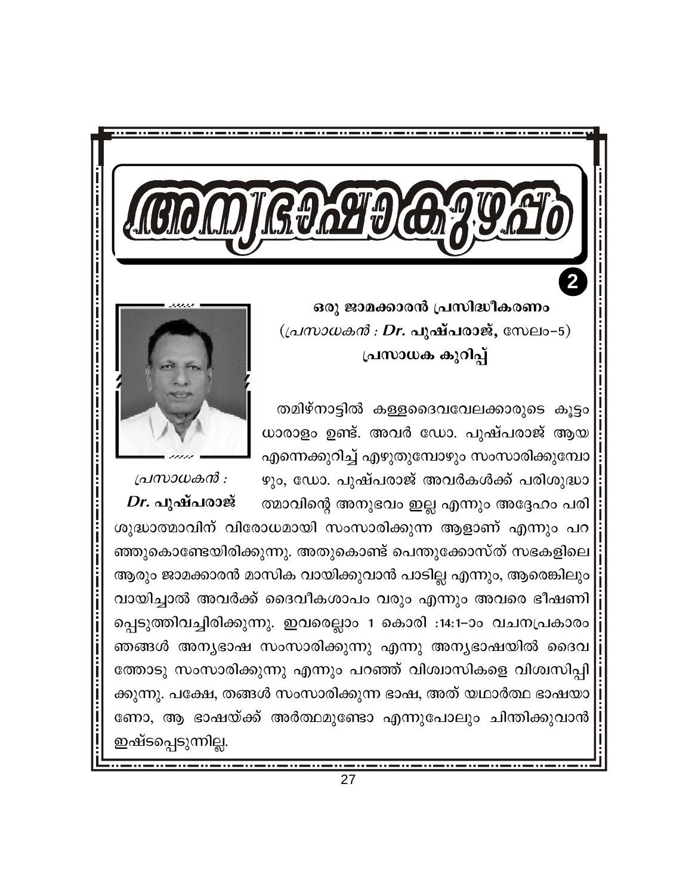# അന്യഭാഷാകുഴപ്പം

**2**

### ഒരു ജാമക്കാരൻ പ്രസിദ്ധീകരണം

(*പ്രസാധകൻ : **Dr. പുഷ്പരാജ്,*** സേലം–5)

**പ്രസാധക കുറിപ്പ്**

*പ്രസാധകൻ :*
***Dr. പുഷ്പരാജ്***

തമിഴ്നാട്ടിൽ കള്ളദൈവവേലക്കാരുടെ കൂട്ടം ധാരാളം ഉണ്ട്. അവർ ഡോ. പുഷ്പരാജ് ആയ എന്നെക്കുറിച്ച് എഴുതുമ്പോഴും സംസാരിക്കുമ്പോഴും, ഡോ. പുഷ്പരാജ് അവർകൾക്ക് പരിശുദ്ധാത്മാവിന്റെ അനുഭവം ഇല്ല എന്നും അദ്ദേഹം പരിശുദ്ധാത്മാവിന് വിരോധമായി സംസാരിക്കുന്ന ആളാണ് എന്നും പറഞ്ഞുകൊണ്ടേയിരിക്കുന്നു. അതുകൊണ്ട് പെന്തുക്കോസ്ത് സഭകളിലെ ആരും ജാമക്കാരൻ മാസിക വായിക്കുവാൻ പാടില്ല എന്നും, ആരെങ്കിലും വായിച്ചാൽ അവർക്ക് ദൈവീകശാപം വരും എന്നും അവരെ ഭീഷണിപ്പെടുത്തിവച്ചിരിക്കുന്നു. ഇവരെല്ലാം 1 കൊരി :14:1–ാം വചനപ്രകാരം ഞങ്ങൾ അന്യഭാഷ സംസാരിക്കുന്നു എന്നു അന്യഭാഷയിൽ ദൈവത്തോടു സംസാരിക്കുന്നു എന്നും പറഞ്ഞ് വിശ്വാസികളെ വിശ്വസിപ്പിക്കുന്നു. പക്ഷേ, തങ്ങൾ സംസാരിക്കുന്ന ഭാഷ, അത് യഥാർത്ഥ ഭാഷയാണോ, ആ ഭാഷയ്ക്ക് അർത്ഥമുണ്ടോ എന്നുപോലും ചിന്തിക്കുവാൻ ഇഷ്ടപ്പെടുന്നില്ല.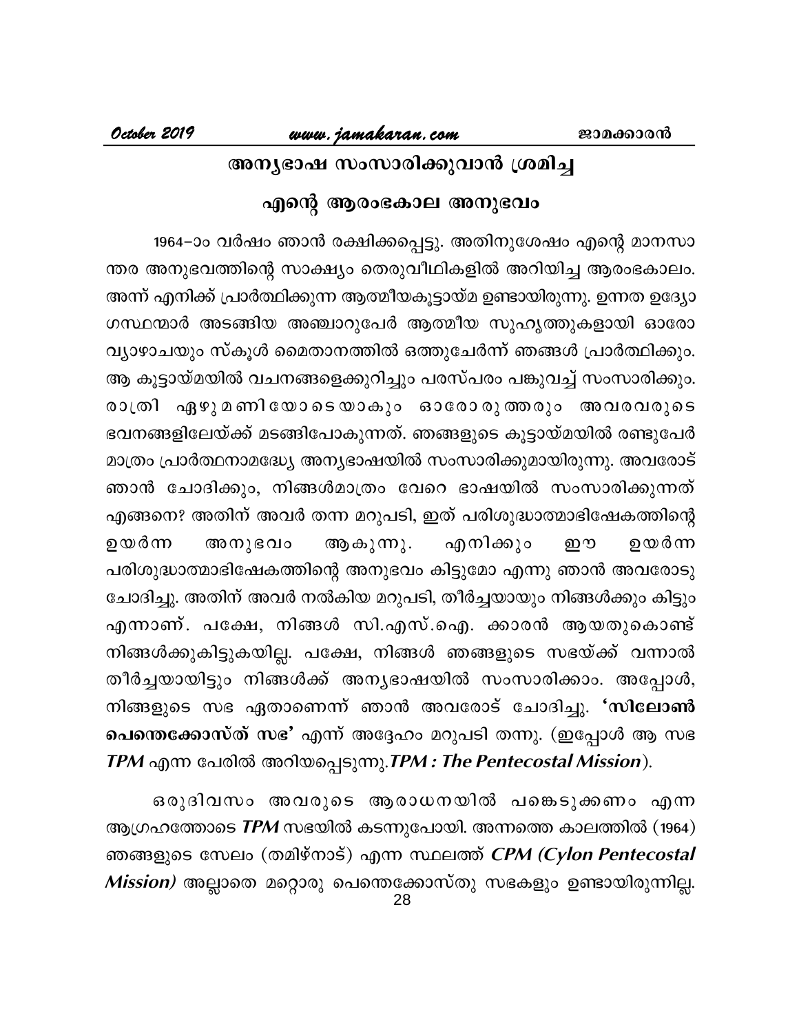## അന്യഭാഷ സംസാരിക്കുവാൻ ശ്രമിച്ച

## എന്റെ ആരംഭകാല അനുഭവം

1964–ാം വർഷം ഞാൻ രക്ഷിക്കപ്പെട്ടു. അതിനുശേഷം എന്റെ മാനസാന്തര അനുഭവത്തിന്റെ സാക്ഷ്യം തെരുവീഥികളിൽ അറിയിച്ച ആരംഭകാലം. അന്ന് എനിക്ക് പ്രാർത്ഥിക്കുന്ന ആത്മീയകൂട്ടായ്മ ഉണ്ടായിരുന്നു. ഉന്നത ഉദ്യോഗസ്ഥന്മാർ അടങ്ങിയ അഞ്ചാറുപേർ ആത്മീയ സുഹൃത്തുകളായി ഓരോ വ്യാഴാചയും സ്കൂൾ മൈതാനത്തിൽ ഒത്തുചേർന്ന് ഞങ്ങൾ പ്രാർത്ഥിക്കും. ആ കൂട്ടായ്മയിൽ വചനങ്ങളെക്കുറിച്ചും പരസ്പരം പങ്കുവച്ച് സംസാരിക്കും. രാത്രി ഏഴുമണിയോടെയാകും ഓരോരുത്തരും അവരവരുടെ ഭവനങ്ങളിലേയ്ക്ക് മടങ്ങിപോകുന്നത്. ഞങ്ങളുടെ കൂട്ടായ്മയിൽ രണ്ടുപേർ മാത്രം പ്രാർത്ഥനാമദ്ധ്യേ അന്യഭാഷയിൽ സംസാരിക്കുമായിരുന്നു. അവരോട് ഞാൻ ചോദിക്കും, നിങ്ങൾമാത്രം വേറെ ഭാഷയിൽ സംസാരിക്കുന്നത് എങ്ങനെ? അതിന് അവർ തന്ന മറുപടി, ഇത് പരിശുദ്ധാത്മാഭിഷേകത്തിന്റെ ഉയർന്ന അനുഭവം ആകുന്നു. എനിക്കും ഈ ഉയർന്ന പരിശുദ്ധാത്മാഭിഷേകത്തിന്റെ അനുഭവം കിട്ടുമോ എന്നു ഞാൻ അവരോടു ചോദിച്ചു. അതിന് അവർ നൽകിയ മറുപടി, തീർച്ചയായും നിങ്ങൾക്കും കിട്ടും എന്നാണ്. പക്ഷേ, നിങ്ങൾ സി.എസ്.ഐ. ക്കാരൻ ആയതുകൊണ്ട് നിങ്ങൾക്കുകിട്ടുകയില്ല. പക്ഷേ, നിങ്ങൾ ഞങ്ങളുടെ സഭയ്ക്ക് വന്നാൽ തീർച്ചയായിട്ടും നിങ്ങൾക്ക് അന്യഭാഷയിൽ സംസാരിക്കാം. അപ്പോൾ, നിങ്ങളുടെ സഭ ഏതാണെന്ന് ഞാൻ അവരോട് ചോദിച്ചു. **'സിലോൺ പെന്തെക്കോസ്ത് സഭ'** എന്ന് അദ്ദേഹം മറുപടി തന്നു. (ഇപ്പോൾ ആ സഭ ***TPM*** എന്ന പേരിൽ അറിയപ്പെടുന്നു.***TPM : The Pentecostal Mission***).

ഒരുദിവസം അവരുടെ ആരാധനയിൽ പങ്കെടുക്കണം എന്ന ആഗ്രഹത്തോടെ ***TPM*** സഭയിൽ കടന്നുപോയി. അന്നത്തെ കാലത്തിൽ (1964) ഞങ്ങളുടെ സേലം (തമിഴ്നാട്) എന്ന സ്ഥലത്ത് ***CPM (Cylon Pentecostal Mission)*** അല്ലാതെ മറ്റൊരു പെന്തെക്കോസ്തു സഭകളും ഉണ്ടായിരുന്നില്ല.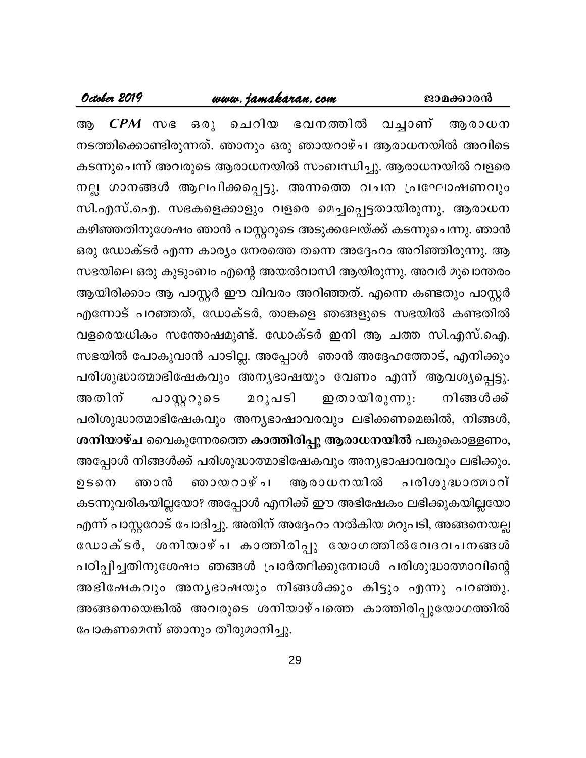ആ ***CPM*** സഭ ഒരു ചെറിയ ഭവനത്തിൽ വച്ചാണ് ആരാധന നടത്തിക്കൊണ്ടിരുന്നത്. ഞാനും ഒരു ഞായറാഴ്ച ആരാധനയിൽ അവിടെ കടന്നുചെന്ന് അവരുടെ ആരാധനയിൽ സംബന്ധിച്ചു. ആരാധനയിൽ വളരെ നല്ല ഗാനങ്ങൾ ആലപിക്കപ്പെട്ടു. അന്നത്തെ വചന പ്രഘോഷണവും സി.എസ്.ഐ. സഭകളെക്കാളും വളരെ മെച്ചപ്പെട്ടതായിരുന്നു. ആരാധന കഴിഞ്ഞതിനുശേഷം ഞാൻ പാസ്റ്ററുടെ അടുക്കലേയ്ക്ക് കടന്നുചെന്നു. ഞാൻ ഒരു ഡോക്ടർ എന്ന കാര്യം നേരത്തെ തന്നെ അദ്ദേഹം അറിഞ്ഞിരുന്നു. ആ സഭയിലെ ഒരു കുടുംബം എന്റെ അയൽവാസി ആയിരുന്നു. അവർ മുഖാന്തരം ആയിരിക്കാം ആ പാസ്റ്റർ ഈ വിവരം അറിഞ്ഞത്. എന്നെ കണ്ടതും പാസ്റ്റർ എന്നോട് പറഞ്ഞത്, ഡോക്ടർ, താങ്കളെ ഞങ്ങളുടെ സഭയിൽ കണ്ടതിൽ വളരെയധികം സന്തോഷമുണ്ട്. ഡോക്ടർ ഇനി ആ ചത്ത സി.എസ്.ഐ. സഭയിൽ പോകുവാൻ പാടില്ല. അപ്പോൾ ഞാൻ അദ്ദേഹത്തോട്, എനിക്കും പരിശുദ്ധാത്മാഭിഷേകവും അന്യഭാഷയും വേണം എന്ന് ആവശ്യപ്പെട്ടു. അതിന് പാസ്റ്ററുടെ മറുപടി ഇതായിരുന്നു: നിങ്ങൾക്ക് പരിശുദ്ധാത്മാഭിഷേകവും അന്യഭാഷാവരവും ലഭിക്കണമെങ്കിൽ, നിങ്ങൾ, **ശനിയാഴ്ച** വൈകുന്നേരത്തെ **കാത്തിരിപ്പു ആരാധനയിൽ** പങ്കുകൊള്ളണം, അപ്പോൾ നിങ്ങൾക്ക് പരിശുദ്ധാത്മാഭിഷേകവും അന്യഭാഷാവരവും ലഭിക്കും. ഉടനെ ഞാൻ ഞായറാഴ്ച ആരാധനയിൽ പരിശുദ്ധാത്മാവ് കടന്നുവരികയില്ലയോ? അപ്പോൾ എനിക്ക് ഈ അഭിഷേകം ലഭിക്കുകയില്ലയോ എന്ന് പാസ്റ്ററോട് ചോദിച്ചു. അതിന് അദ്ദേഹം നൽകിയ മറുപടി, അങ്ങനെയല്ല ഡോക്ടർ, ശനിയാഴ്ച കാത്തിരിപ്പു യോഗത്തിൽവേദവചനങ്ങൾ പഠിപ്പിച്ചതിനുശേഷം ഞങ്ങൾ പ്രാർത്ഥിക്കുമ്പോൾ പരിശുദ്ധാത്മാവിന്റെ അഭിഷേകവും അന്യഭാഷയും നിങ്ങൾക്കും കിട്ടും എന്നു പറഞ്ഞു. അങ്ങനെയെങ്കിൽ അവരുടെ ശനിയാഴ്ചത്തെ കാത്തിരിപ്പുയോഗത്തിൽ പോകണമെന്ന് ഞാനും തീരുമാനിച്ചു.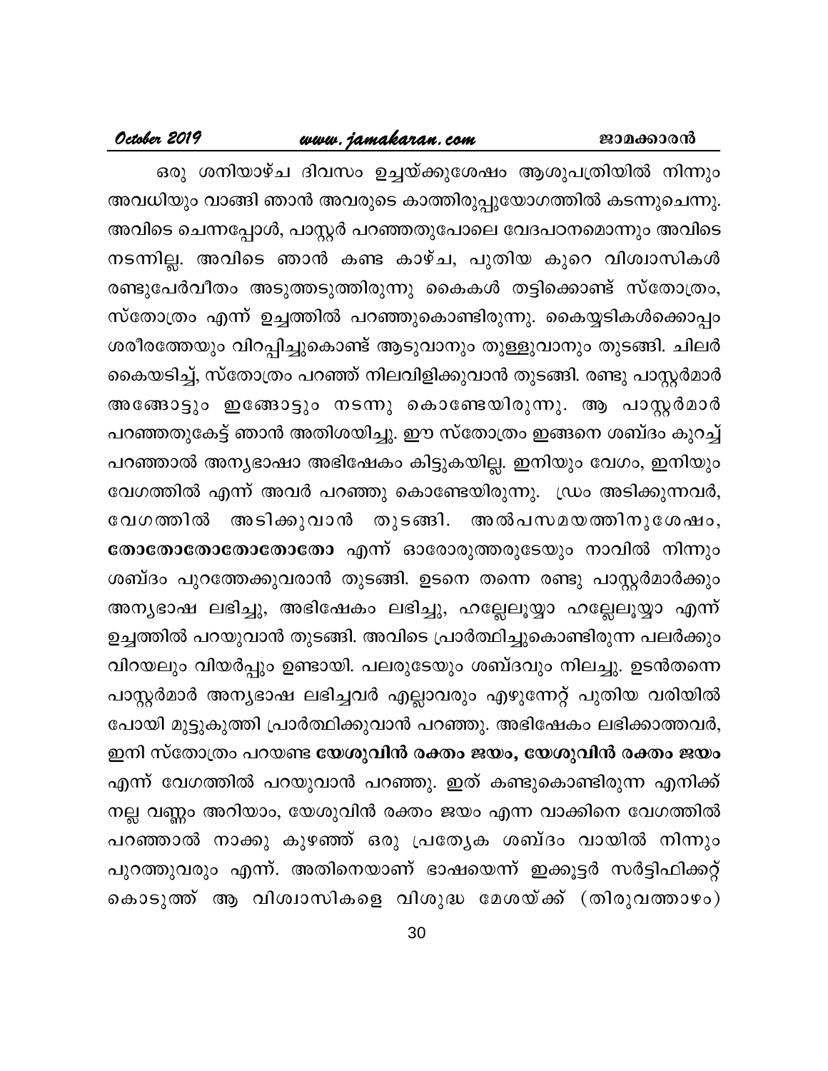ഒരു ശനിയാഴ്ച ദിവസം ഉച്ചയ്ക്കുശേഷം ആശുപത്രിയിൽ നിന്നും അവധിയും വാങ്ങി ഞാൻ അവരുടെ കാത്തിരുപ്പുയോഗത്തിൽ കടന്നുചെന്നു. അവിടെ ചെന്നപ്പോൾ, പാസ്റ്റർ പറഞ്ഞതുപോലെ വേദപഠനമൊന്നും അവിടെ നടന്നില്ല. അവിടെ ഞാൻ കണ്ട കാഴ്ച, പുതിയ കുറെ വിശ്വാസികൾ രണ്ടുപേർവീതം അടുത്തടുത്തിരുന്നു കൈകൾ തട്ടിക്കൊണ്ട് സ്തോത്രം, സ്തോത്രം എന്ന് ഉച്ചത്തിൽ പറഞ്ഞുകൊണ്ടിരുന്നു. കൈയ്യടികൾക്കൊപ്പം ശരീരത്തേയും വിറപ്പിച്ചുകൊണ്ട് ആടുവാനും തുള്ളുവാനും തുടങ്ങി. ചിലർ കൈയടിച്ച്, സ്തോത്രം പറഞ്ഞ് നിലവിളിക്കുവാൻ തുടങ്ങി. രണ്ടു പാസ്റ്റർമാർ അങ്ങോട്ടും ഇങ്ങോട്ടും നടന്നു കൊണ്ടേയിരുന്നു. ആ പാസ്റ്റർമാർ പറഞ്ഞതുകേട്ട് ഞാൻ അതിശയിച്ചു. ഈ സ്തോത്രം ഇങ്ങനെ ശബ്ദം കുറച്ച് പറഞ്ഞാൽ അന്യഭാഷാ അഭിഷേകം കിട്ടുകയില്ല. ഇനിയും വേഗം, ഇനിയും വേഗത്തിൽ എന്ന് അവർ പറഞ്ഞു കൊണ്ടേയിരുന്നു. ഡ്രം അടിക്കുന്നവർ, വേഗത്തിൽ അടിക്കുവാൻ തുടങ്ങി. അൽപസമയത്തിനുശേഷം, **തോതോതോതോതോതോ** എന്ന് ഓരോരുത്തരുടേയും നാവിൽ നിന്നും ശബ്ദം പുറത്തേക്കുവരാൻ തുടങ്ങി. ഉടനെ തന്നെ രണ്ടു പാസ്റ്റർമാർക്കും അന്യഭാഷ ലഭിച്ചു, അഭിഷേകം ലഭിച്ചു, ഹല്ലേലൂയ്യാ ഹല്ലേലൂയ്യാ എന്ന് ഉച്ചത്തിൽ പറയുവാൻ തുടങ്ങി. അവിടെ പ്രാർത്ഥിച്ചുകൊണ്ടിരുന്ന പലർക്കും വിറയലും വിയർപ്പും ഉണ്ടായി. പലരുടേയും ശബ്ദവും നിലച്ചു. ഉടൻതന്നെ പാസ്റ്റർമാർ അന്യഭാഷ ലഭിച്ചവർ എല്ലാവരും എഴുന്നേറ്റ് പുതിയ വരിയിൽ പോയി മുട്ടുകുത്തി പ്രാർത്ഥിക്കുവാൻ പറഞ്ഞു. അഭിഷേകം ലഭിക്കാത്തവർ, ഇനി സ്തോത്രം പറയണ്ട **യേശുവിൻ രക്തം ജയം, യേശുവിൻ രക്തം ജയം** എന്ന് വേഗത്തിൽ പറയുവാൻ പറഞ്ഞു. ഇത് കണ്ടുകൊണ്ടിരുന്ന എനിക്ക് നല്ല വണ്ണം അറിയാം, യേശുവിൻ രക്തം ജയം എന്ന വാക്കിനെ വേഗത്തിൽ പറഞ്ഞാൽ നാക്കു കുഴഞ്ഞ് ഒരു പ്രത്യേക ശബ്ദം വായിൽ നിന്നും പുറത്തുവരും എന്ന്. അതിനെയാണ് ഭാഷയെന്ന് ഇക്കൂട്ടർ സർട്ടിഫിക്കറ്റ് കൊടുത്ത് ആ വിശ്വാസികളെ വിശുദ്ധ മേശയ്ക്ക് (തിരുവത്താഴം)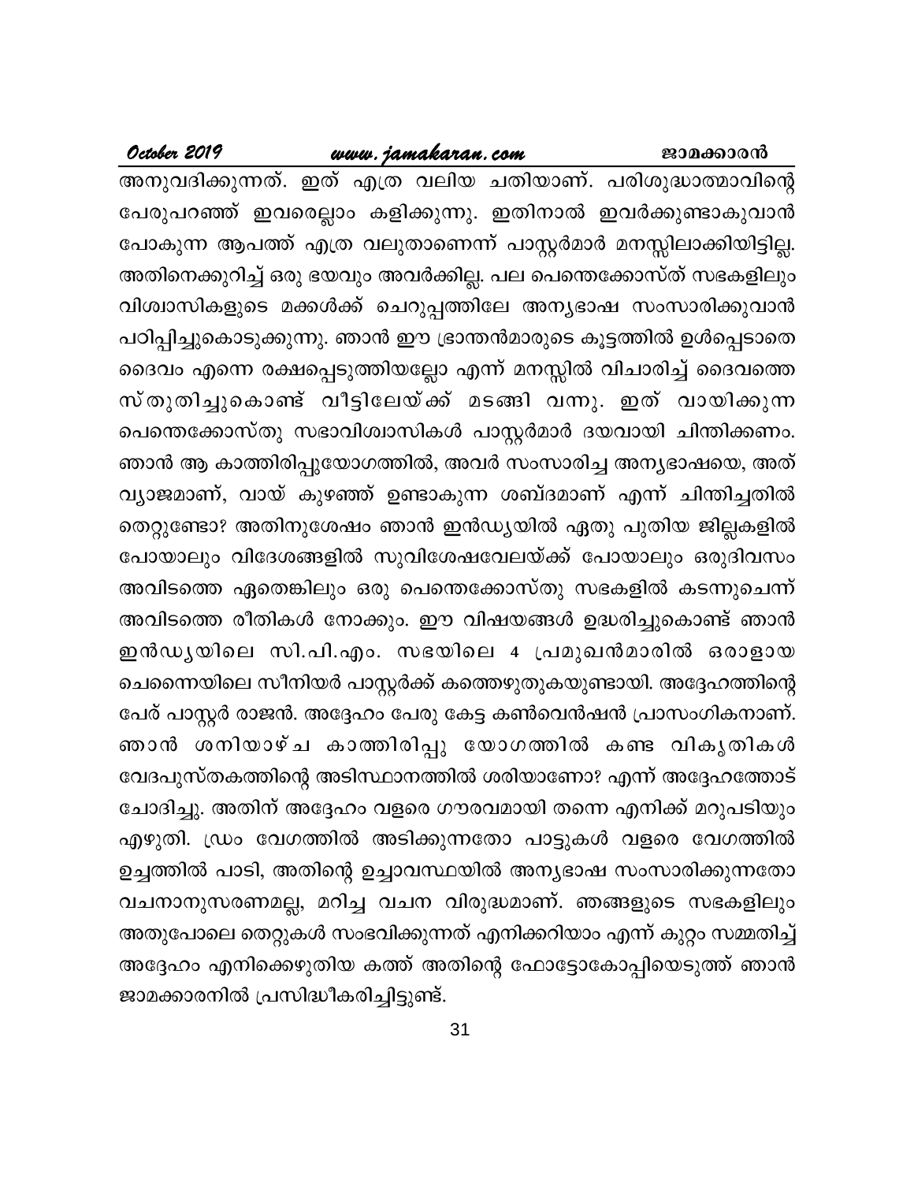അനുവദിക്കുന്നത്. ഇത് എത്ര വലിയ ചതിയാണ്. പരിശുദ്ധാത്മാവിന്റെ പേരുപറഞ്ഞ് ഇവരെല്ലാം കളിക്കുന്നു. ഇതിനാൽ ഇവർക്കുണ്ടാകുവാൻ പോകുന്ന ആപത്ത് എത്ര വലുതാണെന്ന് പാസ്റ്റർമാർ മനസ്സിലാക്കിയിട്ടില്ല. അതിനെക്കുറിച്ച് ഒരു ഭയവും അവർക്കില്ല. പല പെന്തെക്കോസ്ത് സഭകളിലും വിശ്വാസികളുടെ മക്കൾക്ക് ചെറുപ്പത്തിലേ അന്യഭാഷ സംസാരിക്കുവാൻ പഠിപ്പിച്ചുകൊടുക്കുന്നു. ഞാൻ ഈ ഭ്രാന്തൻമാരുടെ കൂട്ടത്തിൽ ഉൾപ്പെടാതെ ദൈവം എന്നെ രക്ഷപ്പെടുത്തിയല്ലോ എന്ന് മനസ്സിൽ വിചാരിച്ച് ദൈവത്തെ സ്തുതിച്ചുകൊണ്ട് വീട്ടിലേയ്ക്ക് മടങ്ങി വന്നു. ഇത് വായിക്കുന്ന പെന്തെക്കോസ്തു സഭാവിശ്വാസികൾ പാസ്റ്റർമാർ ദയവായി ചിന്തിക്കണം. ഞാൻ ആ കാത്തിരിപ്പുയോഗത്തിൽ, അവർ സംസാരിച്ച അന്യഭാഷയെ, അത് വ്യാജമാണ്, വായ് കുഴഞ്ഞ് ഉണ്ടാകുന്ന ശബ്ദമാണ് എന്ന് ചിന്തിച്ചതിൽ തെറ്റുണ്ടോ? അതിനുശേഷം ഞാൻ ഇൻഡ്യയിൽ ഏതു പുതിയ ജില്ലകളിൽ പോയാലും വിദേശങ്ങളിൽ സുവിശേഷവേലയ്ക്ക് പോയാലും ഒരുദിവസം അവിടത്തെ ഏതെങ്കിലും ഒരു പെന്തെക്കോസ്തു സഭകളിൽ കടന്നുചെന്ന് അവിടത്തെ രീതികൾ നോക്കും. ഈ വിഷയങ്ങൾ ഉദ്ധരിച്ചുകൊണ്ട് ഞാൻ ഇൻഡ്യയിലെ സി.പി.എം. സഭയിലെ 4 പ്രമുഖൻമാരിൽ ഒരാളായ ചെന്നൈയിലെ സീനിയർ പാസ്റ്റർക്ക് കത്തെഴുതുകയുണ്ടായി. അദ്ദേഹത്തിന്റെ പേര് പാസ്റ്റർ രാജൻ. അദ്ദേഹം പേരു കേട്ട കൺവെൻഷൻ പ്രാസംഗികനാണ്. ഞാൻ ശനിയാഴ്ച കാത്തിരിപ്പു യോഗത്തിൽ കണ്ട വികൃതികൾ വേദപുസ്തകത്തിന്റെ അടിസ്ഥാനത്തിൽ ശരിയാണോ? എന്ന് അദ്ദേഹത്തോട് ചോദിച്ചു. അതിന് അദ്ദേഹം വളരെ ഗൗരവമായി തന്നെ എനിക്ക് മറുപടിയും എഴുതി. ഡ്രം വേഗത്തിൽ അടിക്കുന്നതോ പാട്ടുകൾ വളരെ വേഗത്തിൽ ഉച്ചത്തിൽ പാടി, അതിന്റെ ഉച്ചാവസ്ഥയിൽ അന്യഭാഷ സംസാരിക്കുന്നതോ വചനാനുസരണമല്ല, മറിച്ച വചന വിരുദ്ധമാണ്. ഞങ്ങളുടെ സഭകളിലും അതുപോലെ തെറ്റുകൾ സംഭവിക്കുന്നത് എനിക്കറിയാം എന്ന് കുറ്റം സമ്മതിച്ച് അദ്ദേഹം എനിക്കെഴുതിയ കത്ത് അതിന്റെ ഫോട്ടോകോപ്പിയെടുത്ത് ഞാൻ ജാമക്കാരനിൽ പ്രസിദ്ധീകരിച്ചിട്ടുണ്ട്.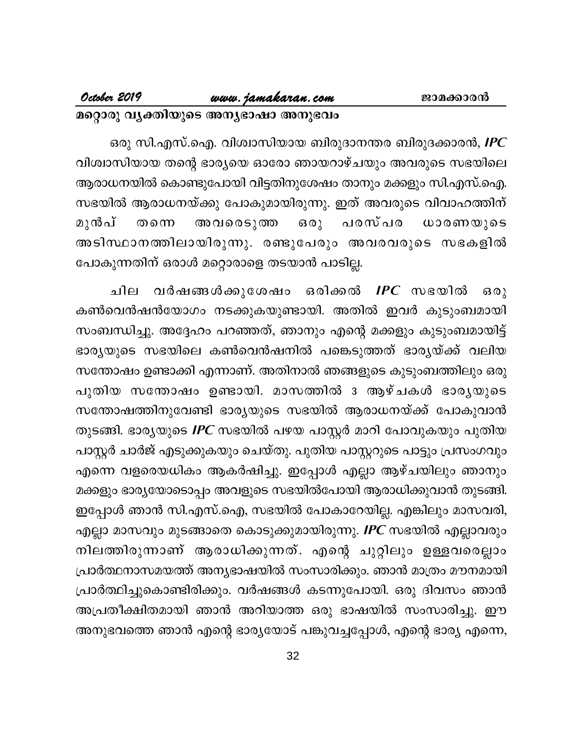## മറ്റൊരു വ്യക്തിയുടെ അന്യഭാഷാ അനുഭവം

ഒരു സി.എസ്.ഐ. വിശ്വാസിയായ ബിരുദാനന്തര ബിരുദക്കാരൻ, ***IPC*** വിശ്വാസിയായ തന്റെ ഭാര്യയെ ഓരോ ഞായറാഴ്ചയും അവരുടെ സഭയിലെ ആരാധനയിൽ കൊണ്ടുപോയി വിട്ടതിനുശേഷം താനും മക്കളും സി.എസ്.ഐ. സഭയിൽ ആരാധനയ്ക്കു പോകുമായിരുന്നു. ഇത് അവരുടെ വിവാഹത്തിന് മുൻപ് തന്നെ അവരെടുത്ത ഒരു പരസ്പര ധാരണയുടെ അടിസ്ഥാനത്തിലായിരുന്നു. രണ്ടുപേരും അവരവരുടെ സഭകളിൽ പോകുന്നതിന് ഒരാൾ മറ്റൊരാളെ തടയാൻ പാടില്ല.

ചില വർഷങ്ങൾക്കുശേഷം ഒരിക്കൽ ***IPC*** സഭയിൽ ഒരു കൺവെൻഷൻയോഗം നടക്കുകയുണ്ടായി. അതിൽ ഇവർ കുടുംബമായി സംബന്ധിച്ചു. അദ്ദേഹം പറഞ്ഞത്, ഞാനും എന്റെ മക്കളും കുടുംബമായിട്ട് ഭാര്യയുടെ സഭയിലെ കൺവെൻഷനിൽ പങ്കെടുത്തത് ഭാര്യയ്ക്ക് വലിയ സന്തോഷം ഉണ്ടാക്കി എന്നാണ്. അതിനാൽ ഞങ്ങളുടെ കുടുംബത്തിലും ഒരു പുതിയ സന്തോഷം ഉണ്ടായി. മാസത്തിൽ 3 ആഴ്ചകൾ ഭാര്യയുടെ സന്തോഷത്തിനുവേണ്ടി ഭാര്യയുടെ സഭയിൽ ആരാധനയ്ക്ക് പോകുവാൻ തുടങ്ങി. ഭാര്യയുടെ ***IPC*** സഭയിൽ പഴയ പാസ്റ്റർ മാറി പോവുകയും പുതിയ പാസ്റ്റർ ചാർജ് എടുക്കുകയും ചെയ്തു. പുതിയ പാസ്റ്ററുടെ പാട്ടും പ്രസംഗവും എന്നെ വളരെയധികം ആകർഷിച്ചു. ഇപ്പോൾ എല്ലാ ആഴ്ചയിലും ഞാനും മക്കളും ഭാര്യയോടൊപ്പം അവളുടെ സഭയിൽപോയി ആരാധിക്കുവാൻ തുടങ്ങി. ഇപ്പോൾ ഞാൻ സി.എസ്.ഐ, സഭയിൽ പോകാറേയില്ല. എങ്കിലും മാസവരി, എല്ലാ മാസവും മുടങ്ങാതെ കൊടുക്കുമായിരുന്നു. ***IPC*** സഭയിൽ എല്ലാവരും നിലത്തിരുന്നാണ് ആരാധിക്കുന്നത്. എന്റെ ചുറ്റിലും ഉള്ളവരെല്ലാം പ്രാർത്ഥനാസമയത്ത് അന്യഭാഷയിൽ സംസാരിക്കും. ഞാൻ മാത്രം മൗനമായി പ്രാർത്ഥിച്ചുകൊണ്ടിരിക്കും. വർഷങ്ങൾ കടന്നുപോയി. ഒരു ദിവസം ഞാൻ അപ്രതീക്ഷിതമായി ഞാൻ അറിയാത്ത ഒരു ഭാഷയിൽ സംസാരിച്ചു. ഈ അനുഭവത്തെ ഞാൻ എന്റെ ഭാര്യയോട് പങ്കുവച്ചപ്പോൾ, എന്റെ ഭാര്യ എന്നെ,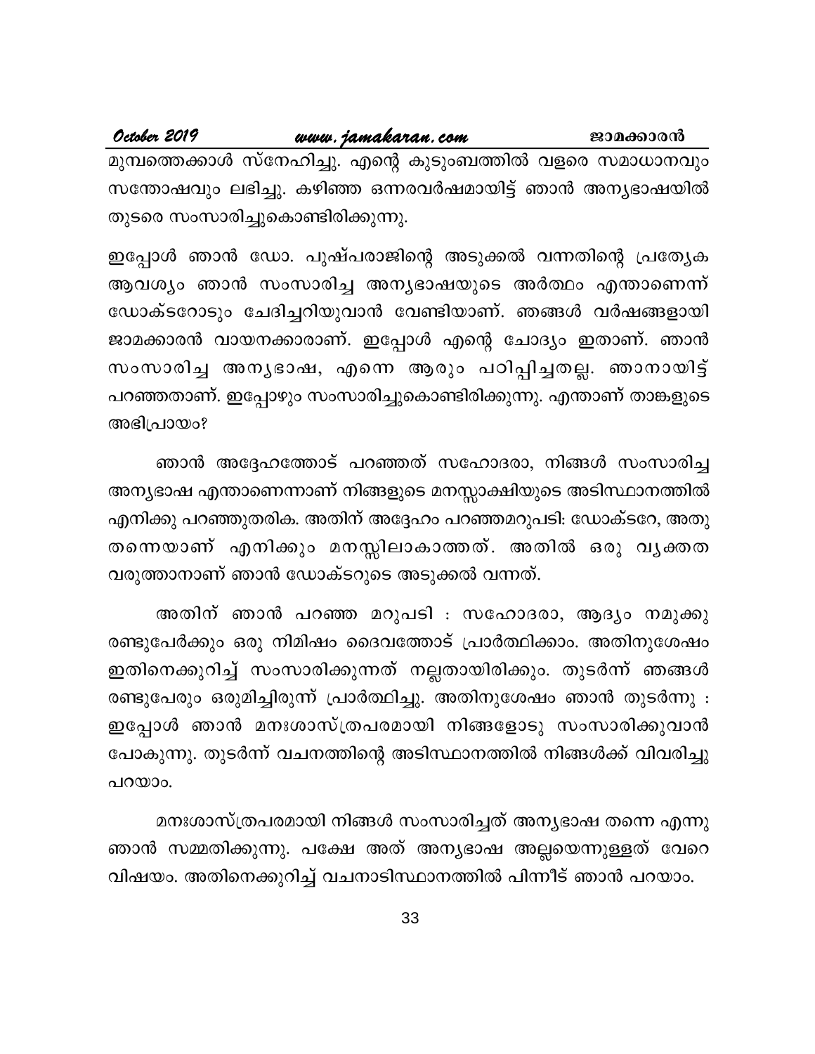മുമ്പത്തെക്കാൾ സ്നേഹിച്ചു. എന്റെ കുടുംബത്തിൽ വളരെ സമാധാനവും സന്തോഷവും ലഭിച്ചു. കഴിഞ്ഞ ഒന്നരവർഷമായിട്ട് ഞാൻ അന്യഭാഷയിൽ തുടരെ സംസാരിച്ചുകൊണ്ടിരിക്കുന്നു.

ഇപ്പോൾ ഞാൻ ഡോ. പുഷ്പരാജിന്റെ അടുക്കൽ വന്നതിന്റെ പ്രത്യേക ആവശ്യം ഞാൻ സംസാരിച്ച അന്യഭാഷയുടെ അർത്ഥം എന്താണെന്ന് ഡോക്ടറോടും ചേദിച്ചറിയുവാൻ വേണ്ടിയാണ്. ഞങ്ങൾ വർഷങ്ങളായി ജാമക്കാരൻ വായനക്കാരാണ്. ഇപ്പോൾ എന്റെ ചോദ്യം ഇതാണ്. ഞാൻ സംസാരിച്ച അന്യഭാഷ, എന്നെ ആരും പഠിപ്പിച്ചതല്ല. ഞാനായിട്ട് പറഞ്ഞതാണ്. ഇപ്പോഴും സംസാരിച്ചുകൊണ്ടിരിക്കുന്നു. എന്താണ് താങ്കളുടെ അഭിപ്രായം?

ഞാൻ അദ്ദേഹത്തോട് പറഞ്ഞത് സഹോദരാ, നിങ്ങൾ സംസാരിച്ച അന്യഭാഷ എന്താണെന്നാണ് നിങ്ങളുടെ മനസ്സാക്ഷിയുടെ അടിസ്ഥാനത്തിൽ എനിക്കു പറഞ്ഞുതരിക. അതിന് അദ്ദേഹം പറഞ്ഞമറുപടി: ഡോക്ടറേ, അതു തന്നെയാണ് എനിക്കും മനസ്സിലാകാത്തത്. അതിൽ ഒരു വ്യക്തത വരുത്താനാണ് ഞാൻ ഡോക്ടറുടെ അടുക്കൽ വന്നത്.

അതിന് ഞാൻ പറഞ്ഞ മറുപടി : സഹോദരാ, ആദ്യം നമുക്കു രണ്ടുപേർക്കും ഒരു നിമിഷം ദൈവത്തോട് പ്രാർത്ഥിക്കാം. അതിനുശേഷം ഇതിനെക്കുറിച്ച് സംസാരിക്കുന്നത് നല്ലതായിരിക്കും. തുടർന്ന് ഞങ്ങൾ രണ്ടുപേരും ഒരുമിച്ചിരുന്ന് പ്രാർത്ഥിച്ചു. അതിനുശേഷം ഞാൻ തുടർന്നു : ഇപ്പോൾ ഞാൻ മനഃശാസ്ത്രപരമായി നിങ്ങളോടു സംസാരിക്കുവാൻ പോകുന്നു. തുടർന്ന് വചനത്തിന്റെ അടിസ്ഥാനത്തിൽ നിങ്ങൾക്ക് വിവരിച്ചു പറയാം.

മനഃശാസ്ത്രപരമായി നിങ്ങൾ സംസാരിച്ചത് അന്യഭാഷ തന്നെ എന്നു ഞാൻ സമ്മതിക്കുന്നു. പക്ഷേ അത് അന്യഭാഷ അല്ലയെന്നുള്ളത് വേറെ വിഷയം. അതിനെക്കുറിച്ച് വചനാടിസ്ഥാനത്തിൽ പിന്നീട് ഞാൻ പറയാം.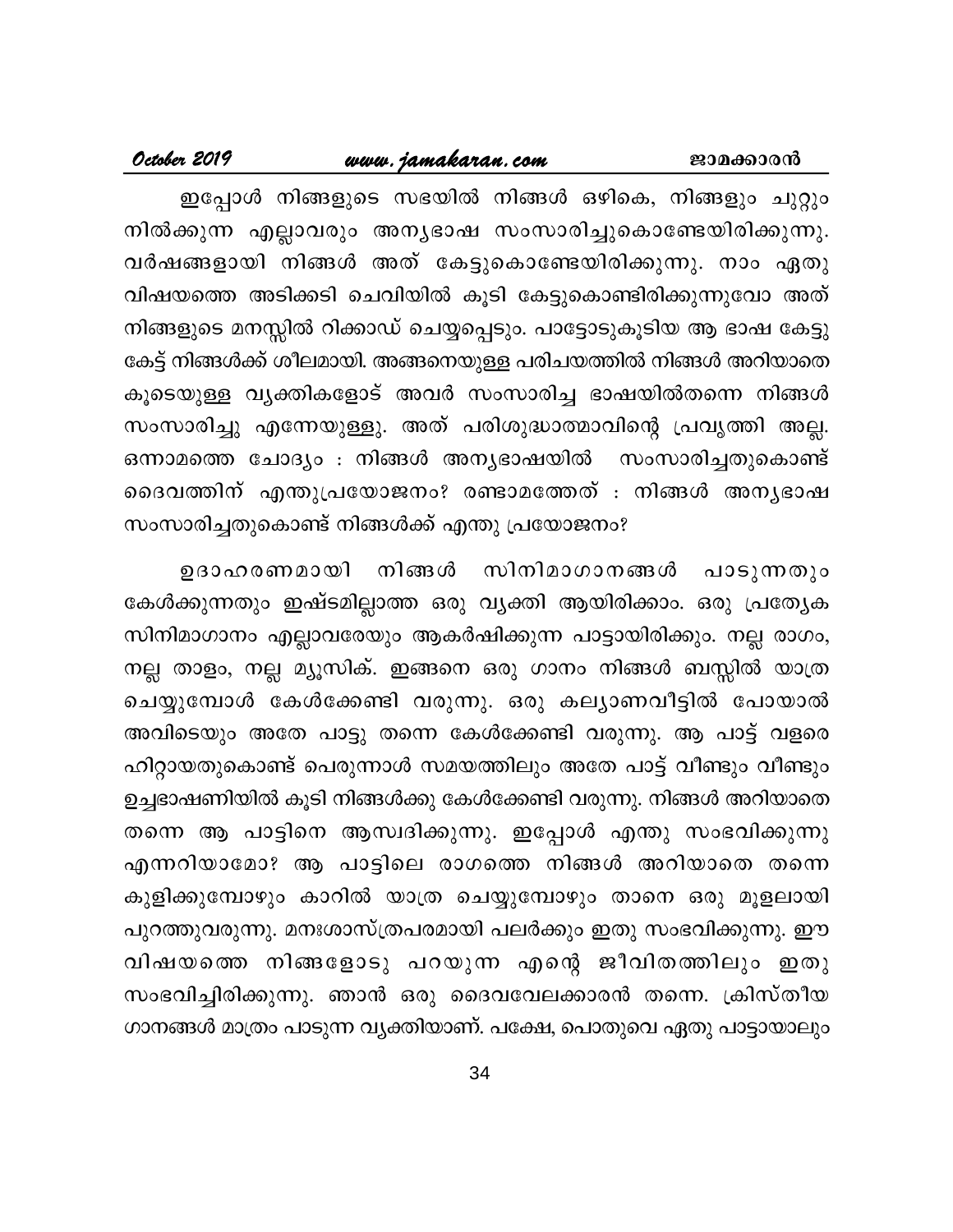ഇപ്പോൾ നിങ്ങളുടെ സഭയിൽ നിങ്ങൾ ഒഴികെ, നിങ്ങളും ചുറ്റും നിൽക്കുന്ന എല്ലാവരും അന്യഭാഷ സംസാരിച്ചുകൊണ്ടേയിരിക്കുന്നു. വർഷങ്ങളായി നിങ്ങൾ അത് കേട്ടുകൊണ്ടേയിരിക്കുന്നു. നാം ഏതു വിഷയത്തെ അടിക്കടി ചെവിയിൽ കൂടി കേട്ടുകൊണ്ടിരിക്കുന്നുവോ അത് നിങ്ങളുടെ മനസ്സിൽ റിക്കാഡ് ചെയ്യപ്പെടും. പാട്ടോടുകൂടിയ ആ ഭാഷ കേട്ടു കേട്ട് നിങ്ങൾക്ക് ശീലമായി. അങ്ങനെയുള്ള പരിചയത്തിൽ നിങ്ങൾ അറിയാതെ കൂടെയുള്ള വ്യക്തികളോട് അവർ സംസാരിച്ച ഭാഷയിൽതന്നെ നിങ്ങൾ സംസാരിച്ചു എന്നേയുള്ളു. അത് പരിശുദ്ധാത്മാവിന്റെ പ്രവൃത്തി അല്ല. ഒന്നാമത്തെ ചോദ്യം : നിങ്ങൾ അന്യഭാഷയിൽ സംസാരിച്ചതുകൊണ്ട് ദൈവത്തിന് എന്തുപ്രയോജനം? രണ്ടാമത്തേത് : നിങ്ങൾ അന്യഭാഷ സംസാരിച്ചതുകൊണ്ട് നിങ്ങൾക്ക് എന്തു പ്രയോജനം?

ഉദാഹരണമായി നിങ്ങൾ സിനിമാഗാനങ്ങൾ പാടുന്നതും കേൾക്കുന്നതും ഇഷ്ടമില്ലാത്ത ഒരു വ്യക്തി ആയിരിക്കാം. ഒരു പ്രത്യേക സിനിമാഗാനം എല്ലാവരേയും ആകർഷിക്കുന്ന പാട്ടായിരിക്കും. നല്ല രാഗം, നല്ല താളം, നല്ല മ്യൂസിക്. ഇങ്ങനെ ഒരു ഗാനം നിങ്ങൾ ബസ്സിൽ യാത്ര ചെയ്യുമ്പോൾ കേൾക്കേണ്ടി വരുന്നു. ഒരു കല്യാണവീട്ടിൽ പോയാൽ അവിടെയും അതേ പാട്ടു തന്നെ കേൾക്കേണ്ടി വരുന്നു. ആ പാട്ട് വളരെ ഹിറ്റായതുകൊണ്ട് പെരുന്നാൾ സമയത്തിലും അതേ പാട്ട് വീണ്ടും വീണ്ടും ഉച്ചഭാഷണിയിൽ കൂടി നിങ്ങൾക്കു കേൾക്കേണ്ടി വരുന്നു. നിങ്ങൾ അറിയാതെ തന്നെ ആ പാട്ടിനെ ആസ്വദിക്കുന്നു. ഇപ്പോൾ എന്തു സംഭവിക്കുന്നു എന്നറിയാമോ? ആ പാട്ടിലെ രാഗത്തെ നിങ്ങൾ അറിയാതെ തന്നെ കുളിക്കുമ്പോഴും കാറിൽ യാത്ര ചെയ്യുമ്പോഴും താനെ ഒരു മൂളലായി പുറത്തുവരുന്നു. മനഃശാസ്ത്രപരമായി പലർക്കും ഇതു സംഭവിക്കുന്നു. ഈ വിഷയത്തെ നിങ്ങളോടു പറയുന്ന എന്റെ ജീവിതത്തിലും ഇതു സംഭവിച്ചിരിക്കുന്നു. ഞാൻ ഒരു ദൈവവേലക്കാരൻ തന്നെ. ക്രിസ്തീയ ഗാനങ്ങൾ മാത്രം പാടുന്ന വ്യക്തിയാണ്. പക്ഷേ, പൊതുവെ ഏതു പാട്ടായാലും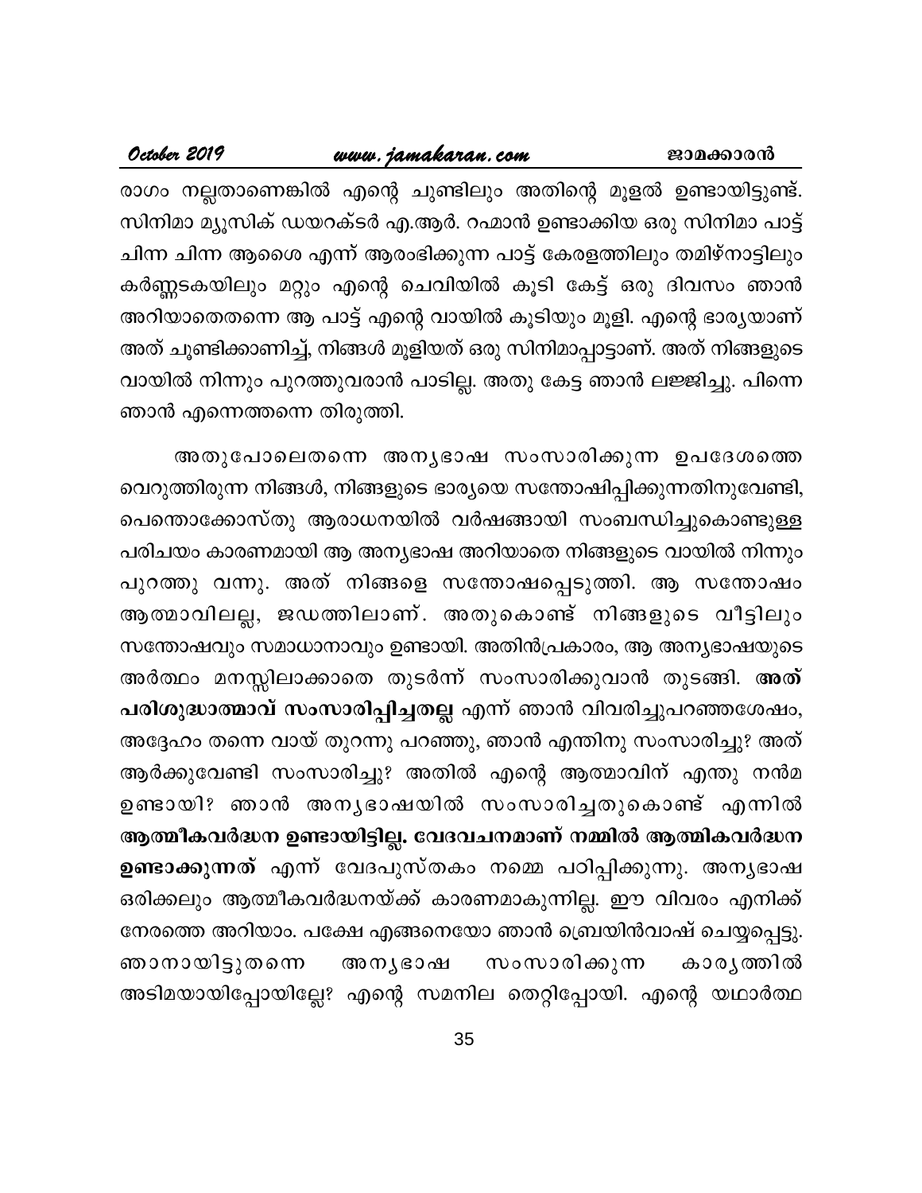രാഗം നല്ലതാണെങ്കിൽ എന്റെ ചുണ്ടിലും അതിന്റെ മൂളൽ ഉണ്ടായിട്ടുണ്ട്. സിനിമാ മ്യൂസിക് ഡയറക്ടർ എ.ആർ. റഹ്മാൻ ഉണ്ടാക്കിയ ഒരു സിനിമാ പാട്ട് ചിന്ന ചിന്ന ആശൈ എന്ന് ആരംഭിക്കുന്ന പാട്ട് കേരളത്തിലും തമിഴ്നാട്ടിലും കർണ്ണടകയിലും മറ്റും എന്റെ ചെവിയിൽ കൂടി കേട്ട് ഒരു ദിവസം ഞാൻ അറിയാതെതന്നെ ആ പാട്ട് എന്റെ വായിൽ കൂടിയും മൂളി. എന്റെ ഭാര്യയാണ് അത് ചൂണ്ടിക്കാണിച്ച്, നിങ്ങൾ മൂളിയത് ഒരു സിനിമാപ്പാട്ടാണ്. അത് നിങ്ങളുടെ വായിൽ നിന്നും പുറത്തുവരാൻ പാടില്ല. അതു കേട്ട ഞാൻ ലജ്ജിച്ചു. പിന്നെ ഞാൻ എന്നെത്തന്നെ തിരുത്തി.

അതുപോലെതന്നെ അന്യഭാഷ സംസാരിക്കുന്ന ഉപദേശത്തെ വെറുത്തിരുന്ന നിങ്ങൾ, നിങ്ങളുടെ ഭാര്യയെ സന്തോഷിപ്പിക്കുന്നതിനുവേണ്ടി, പെന്തൊക്കോസ്തു ആരാധനയിൽ വർഷങ്ങായി സംബന്ധിച്ചുകൊണ്ടുള്ള പരിചയം കാരണമായി ആ അന്യഭാഷ അറിയാതെ നിങ്ങളുടെ വായിൽ നിന്നും പുറത്തു വന്നു. അത് നിങ്ങളെ സന്തോഷപ്പെടുത്തി. ആ സന്തോഷം ആത്മാവിലല്ല, ജഡത്തിലാണ്. അതുകൊണ്ട് നിങ്ങളുടെ വീട്ടിലും സന്തോഷവും സമാധാനാവും ഉണ്ടായി. അതിൻപ്രകാരം, ആ അന്യഭാഷയുടെ അർത്ഥം മനസ്സിലാക്കാതെ തുടർന്ന് സംസാരിക്കുവാൻ തുടങ്ങി. **അത് പരിശുദ്ധാത്മാവ് സംസാരിപ്പിച്ചതല്ല** എന്ന് ഞാൻ വിവരിച്ചുപറഞ്ഞശേഷം, അദ്ദേഹം തന്നെ വായ് തുറന്നു പറഞ്ഞു, ഞാൻ എന്തിനു സംസാരിച്ചു? അത് ആർക്കുവേണ്ടി സംസാരിച്ചു? അതിൽ എന്റെ ആത്മാവിന് എന്തു നൻമ ഉണ്ടായി? ഞാൻ അന്യഭാഷയിൽ സംസാരിച്ചതുകൊണ്ട് എന്നിൽ **ആത്മീകവർദ്ധന ഉണ്ടായിട്ടില്ല. വേദവചനമാണ് നമ്മിൽ ആത്മികവർദ്ധന ഉണ്ടാക്കുന്നത്** എന്ന് വേദപുസ്തകം നമ്മെ പഠിപ്പിക്കുന്നു. അന്യഭാഷ ഒരിക്കലും ആത്മീകവർദ്ധനയ്ക്ക് കാരണമാകുന്നില്ല. ഈ വിവരം എനിക്ക് നേരത്തെ അറിയാം. പക്ഷേ എങ്ങനെയോ ഞാൻ ബ്രെയിൻവാഷ് ചെയ്യപ്പെട്ടു. ഞാനായിട്ടുതന്നെ അന്യഭാഷ സംസാരിക്കുന്ന കാര്യത്തിൽ അടിമയായിപ്പോയില്ലേ? എന്റെ സമനില തെറ്റിപ്പോയി. എന്റെ യഥാർത്ഥ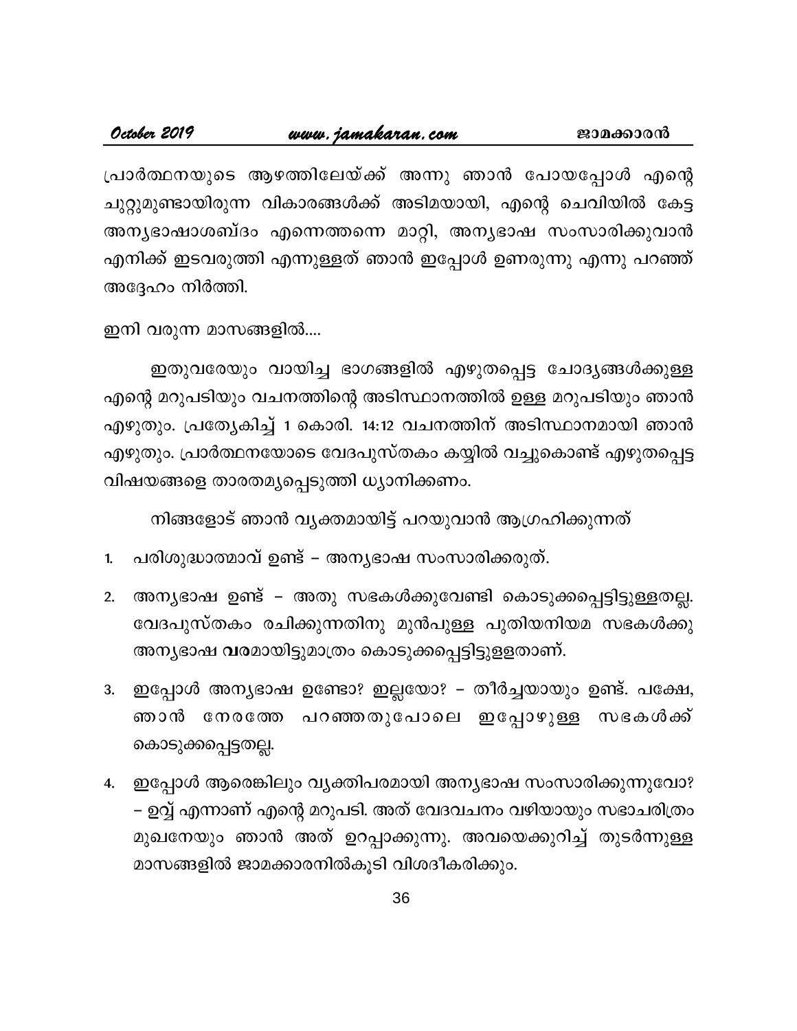പ്രാർത്ഥനയുടെ ആഴത്തിലേയ്ക്ക് അന്നു ഞാൻ പോയപ്പോൾ എന്റെ ചുറ്റുമുണ്ടായിരുന്ന വികാരങ്ങൾക്ക് അടിമയായി, എന്റെ ചെവിയിൽ കേട്ട അന്യഭാഷാശബ്ദം എന്നെത്തന്നെ മാറ്റി, അന്യഭാഷ സംസാരിക്കുവാൻ എനിക്ക് ഇടവരുത്തി എന്നുള്ളത് ഞാൻ ഇപ്പോൾ ഉണരുന്നു എന്നു പറഞ്ഞ് അദ്ദേഹം നിർത്തി.

ഇനി വരുന്ന മാസങ്ങളിൽ....

ഇതുവരേയും വായിച്ച ഭാഗങ്ങളിൽ എഴുതപ്പെട്ട ചോദ്യങ്ങൾക്കുള്ള എന്റെ മറുപടിയും വചനത്തിന്റെ അടിസ്ഥാനത്തിൽ ഉള്ള മറുപടിയും ഞാൻ എഴുതും. പ്രത്യേകിച്ച് 1 കൊരി. 14:12 വചനത്തിന് അടിസ്ഥാനമായി ഞാൻ എഴുതും. പ്രാർത്ഥനയോടെ വേദപുസ്തകം കയ്യിൽ വച്ചുകൊണ്ട് എഴുതപ്പെട്ട വിഷയങ്ങളെ താരതമ്യപ്പെടുത്തി ധ്യാനിക്കണം.

നിങ്ങളോട് ഞാൻ വ്യക്തമായിട്ട് പറയുവാൻ ആഗ്രഹിക്കുന്നത്

1. പരിശുദ്ധാത്മാവ് ഉണ്ട് – അന്യഭാഷ സംസാരിക്കരുത്.
2. അന്യഭാഷ ഉണ്ട് – അതു സഭകൾക്കുവേണ്ടി കൊടുക്കപ്പെട്ടിട്ടുള്ളതല്ല. വേദപുസ്തകം രചിക്കുന്നതിനു മുൻപുള്ള പുതിയനിയമ സഭകൾക്കു അന്യഭാഷ **വര**മായിട്ടുമാത്രം കൊടുക്കപ്പെട്ടിട്ടുള്ളതാണ്.
3. ഇപ്പോൾ അന്യഭാഷ ഉണ്ടോ? ഇല്ലയോ? – തീർച്ചയായും ഉണ്ട്. പക്ഷേ, ഞാൻ നേരത്തേ പറഞ്ഞതുപോലെ ഇപ്പോഴുള്ള സഭകൾക്ക് കൊടുക്കപ്പെട്ടതല്ല.
4. ഇപ്പോൾ ആരെങ്കിലും വ്യക്തിപരമായി അന്യഭാഷ സംസാരിക്കുന്നുവോ? – ഉവ്വ് എന്നാണ് എന്റെ മറുപടി. അത് വേദവചനം വഴിയായും സഭാചരിത്രം മുഖനേയും ഞാൻ അത് ഉറപ്പാക്കുന്നു. അവയെക്കുറിച്ച് തുടർന്നുള്ള മാസങ്ങളിൽ ജാമക്കാരനിൽകൂടി വിശദീകരിക്കും.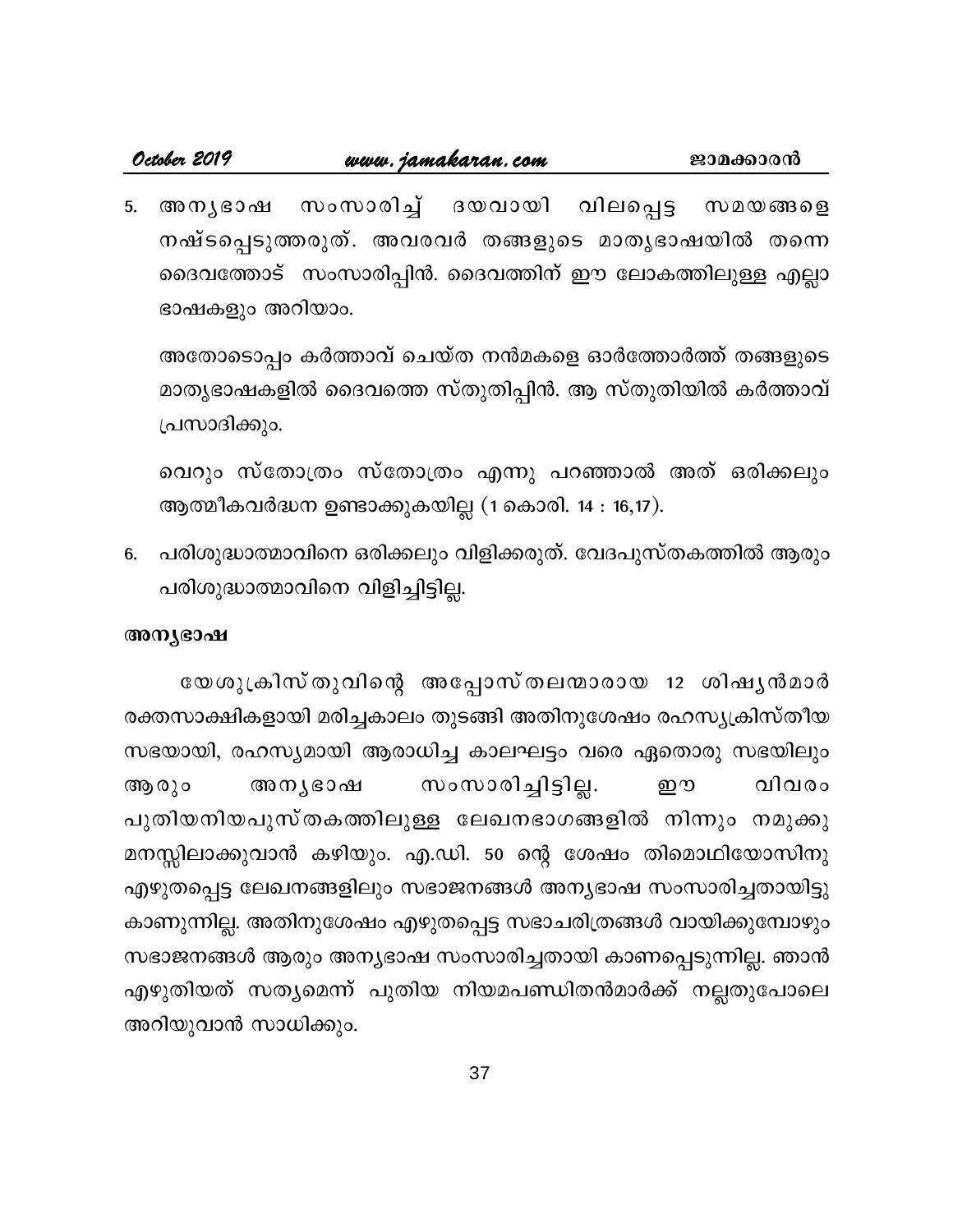5. അന്യഭാഷ സംസാരിച്ച് ദയവായി വിലപ്പെട്ട സമയങ്ങളെ നഷ്ടപ്പെടുത്തരുത്. അവരവർ തങ്ങളുടെ മാതൃഭാഷയിൽ തന്നെ ദൈവത്തോട് സംസാരിപ്പിൻ. ദൈവത്തിന് ഈ ലോകത്തിലുള്ള എല്ലാ ഭാഷകളും അറിയാം.

   അതോടൊപ്പം കർത്താവ് ചെയ്ത നൻമകളെ ഓർത്തോർത്ത് തങ്ങളുടെ മാതൃഭാഷകളിൽ ദൈവത്തെ സ്തുതിപ്പിൻ. ആ സ്തുതിയിൽ കർത്താവ് പ്രസാദിക്കും.

   വെറും സ്തോത്രം സ്തോത്രം എന്നു പറഞ്ഞാൽ അത് ഒരിക്കലും ആത്മീകവർദ്ധന ഉണ്ടാക്കുകയില്ല (1 കൊരി. 14 : 16,17).

6. പരിശുദ്ധാത്മാവിനെ ഒരിക്കലും വിളിക്കരുത്. വേദപുസ്തകത്തിൽ ആരും പരിശുദ്ധാത്മാവിനെ വിളിച്ചിട്ടില്ല.

**അന്യഭാഷ**

യേശുക്രിസ്തുവിന്റെ അപ്പോസ്തലന്മാരായ 12 ശിഷ്യൻമാർ രക്തസാക്ഷികളായി മരിച്ചകാലം തുടങ്ങി അതിനുശേഷം രഹസ്യക്രിസ്തീയ സഭയായി, രഹസ്യമായി ആരാധിച്ച കാലഘട്ടം വരെ ഏതൊരു സഭയിലും ആരും അന്യഭാഷ സംസാരിച്ചിട്ടില്ല. ഈ വിവരം പുതിയനിയപുസ്തകത്തിലുള്ള ലേഖനഭാഗങ്ങളിൽ നിന്നും നമുക്കു മനസ്സിലാക്കുവാൻ കഴിയും. എ.ഡി. 50 ന്റെ ശേഷം തിമൊഥിയോസിനു എഴുതപ്പെട്ട ലേഖനങ്ങളിലും സഭാജനങ്ങൾ അന്യഭാഷ സംസാരിച്ചതായിട്ടു കാണുന്നില്ല. അതിനുശേഷം എഴുതപ്പെട്ട സഭാചരിത്രങ്ങൾ വായിക്കുമ്പോഴും സഭാജനങ്ങൾ ആരും അന്യഭാഷ സംസാരിച്ചതായി കാണപ്പെടുന്നില്ല. ഞാൻ എഴുതിയത് സത്യമെന്ന് പുതിയ നിയമപണ്ഡിതൻമാർക്ക് നല്ലതുപോലെ അറിയുവാൻ സാധിക്കും.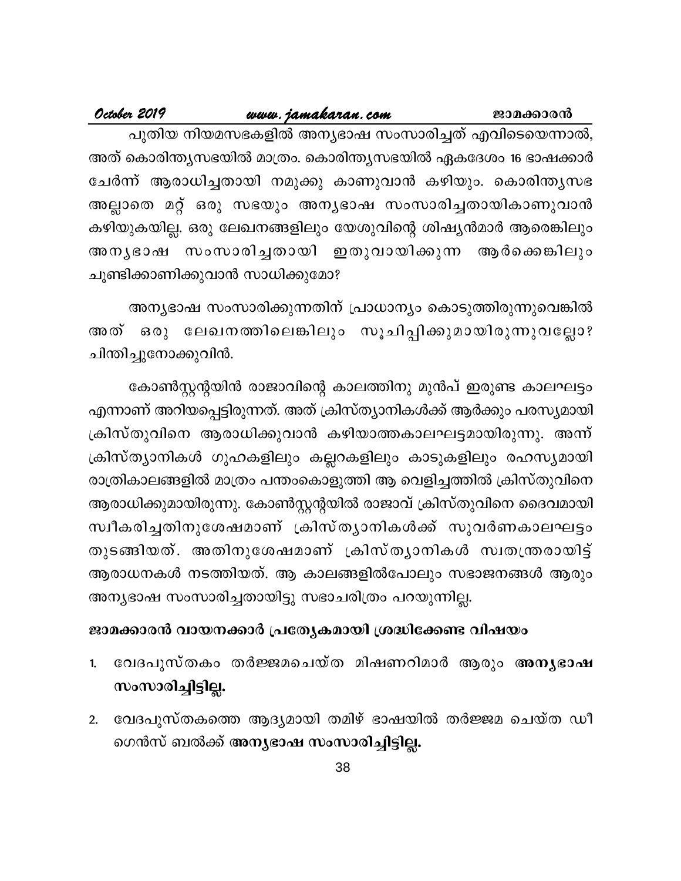പുതിയ നിയമസഭകളിൽ അന്യഭാഷ സംസാരിച്ചത് എവിടെയെന്നാൽ, അത് കൊരിന്ത്യസഭയിൽ മാത്രം. കൊരിന്ത്യസഭയിൽ ഏകദേശം 16 ഭാഷക്കാർ ചേർന്ന് ആരാധിച്ചതായി നമുക്കു കാണുവാൻ കഴിയും. കൊരിന്ത്യസഭ അല്ലാതെ മറ്റ് ഒരു സഭയും അന്യഭാഷ സംസാരിച്ചതായികാണുവാൻ കഴിയുകയില്ല. ഒരു ലേഖനങ്ങളിലും യേശുവിന്റെ ശിഷ്യൻമാർ ആരെങ്കിലും അന്യഭാഷ സംസാരിച്ചതായി ഇതുവായിക്കുന്ന ആർക്കെങ്കിലും ചൂണ്ടിക്കാണിക്കുവാൻ സാധിക്കുമോ?

അന്യഭാഷ സംസാരിക്കുന്നതിന് പ്രാധാന്യം കൊടുത്തിരുന്നുവെങ്കിൽ അത് ഒരു ലേഖനത്തിലെങ്കിലും സൂചിപ്പിക്കുമായിരുന്നുവല്ലോ? ചിന്തിച്ചുനോക്കുവിൻ.

കോൺസ്റ്റന്റയിൻ രാജാവിന്റെ കാലത്തിനു മുൻപ് ഇരുണ്ട കാലഘട്ടം എന്നാണ് അറിയപ്പെട്ടിരുന്നത്. അത് ക്രിസ്ത്യാനികൾക്ക് ആർക്കും പരസ്യമായി ക്രിസ്തുവിനെ ആരാധിക്കുവാൻ കഴിയാത്തകാലഘട്ടമായിരുന്നു. അന്ന് ക്രിസ്ത്യാനികൾ ഗുഹകളിലും കല്ലറകളിലും കാടുകളിലും രഹസ്യമായി രാത്രികാലങ്ങളിൽ മാത്രം പന്തംകൊളുത്തി ആ വെളിച്ചത്തിൽ ക്രിസ്തുവിനെ ആരാധിക്കുമായിരുന്നു. കോൺസ്റ്റന്റയിൽ രാജാവ് ക്രിസ്തുവിനെ ദൈവമായി സ്വീകരിച്ചതിനുശേഷമാണ് ക്രിസ്ത്യാനികൾക്ക് സുവർണകാലഘട്ടം തുടങ്ങിയത്. അതിനുശേഷമാണ് ക്രിസ്ത്യാനികൾ സ്വതന്ത്രരായിട്ട് ആരാധനകൾ നടത്തിയത്. ആ കാലങ്ങളിൽപോലും സഭാജനങ്ങൾ ആരും അന്യഭാഷ സംസാരിച്ചതായിട്ടു സഭാചരിത്രം പറയുന്നില്ല.

**ജാമക്കാരൻ വായനക്കാർ പ്രത്യേകമായി ശ്രദ്ധിക്കേണ്ട വിഷയം**

1. വേദപുസ്തകം തർജ്ജമചെയ്ത മിഷണറിമാർ ആരും **അന്യഭാഷ സംസാരിച്ചിട്ടില്ല.**
2. വേദപുസ്തകത്തെ ആദ്യമായി തമിഴ് ഭാഷയിൽ തർജ്ജമ ചെയ്ത ഡീ ഗെൻസ് ബൽക്ക് **അന്യഭാഷ സംസാരിച്ചിട്ടില്ല.**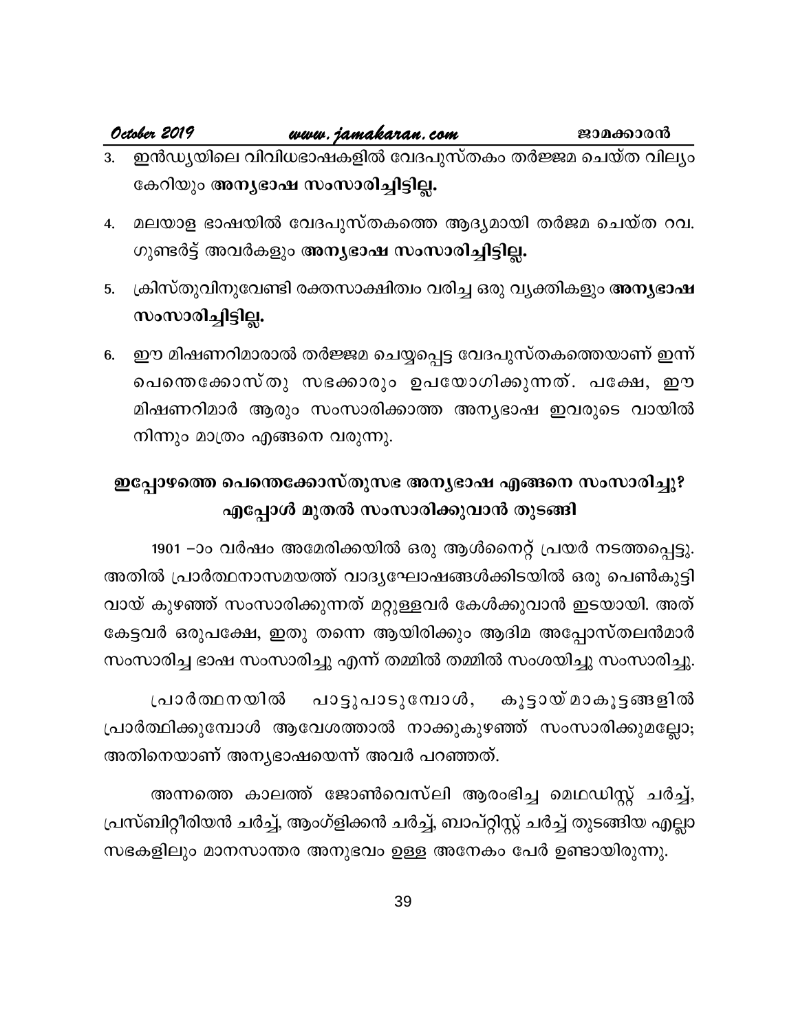3. ഇൻഡ്യയിലെ വിവിധഭാഷകളിൽ വേദപുസ്തകം തർജ്ജമ ചെയ്ത വില്യം കേറിയും **അന്യഭാഷ സംസാരിച്ചിട്ടില്ല.**

4. മലയാള ഭാഷയിൽ വേദപുസ്തകത്തെ ആദ്യമായി തർജമ ചെയ്ത റവ. ഗുണ്ടർട്ട് അവർകളും **അന്യഭാഷ സംസാരിച്ചിട്ടില്ല.**

5. ക്രിസ്തുവിനുവേണ്ടി രക്തസാക്ഷിത്വം വരിച്ച ഒരു വ്യക്തികളും **അന്യഭാഷ സംസാരിച്ചിട്ടില്ല.**

6. ഈ മിഷണറിമാരാൽ തർജ്ജമ ചെയ്യപ്പെട്ട വേദപുസ്തകത്തെയാണ് ഇന്ന് പെന്തെക്കോസ്തു സഭക്കാരും ഉപയോഗിക്കുന്നത്. പക്ഷേ, ഈ മിഷണറിമാർ ആരും സംസാരിക്കാത്ത അന്യഭാഷ ഇവരുടെ വായിൽ നിന്നും മാത്രം എങ്ങനെ വരുന്നു.

## ഇപ്പോഴത്തെ പെന്തെക്കോസ്തുസഭ അന്യഭാഷ എങ്ങനെ സംസാരിച്ചു? എപ്പോൾ മുതൽ സംസാരിക്കുവാൻ തുടങ്ങി

1901 –ാം വർഷം അമേരിക്കയിൽ ഒരു ആൾനൈറ്റ് പ്രയർ നടത്തപ്പെട്ടു. അതിൽ പ്രാർത്ഥനാസമയത്ത് വാദ്യഘോഷങ്ങൾക്കിടയിൽ ഒരു പെൺകുട്ടി വായ് കുഴഞ്ഞ് സംസാരിക്കുന്നത് മറ്റുള്ളവർ കേൾക്കുവാൻ ഇടയായി. അത് കേട്ടവർ ഒരുപക്ഷേ, ഇതു തന്നെ ആയിരിക്കും ആദിമ അപ്പോസ്തലൻമാർ സംസാരിച്ച ഭാഷ സംസാരിച്ചു എന്ന് തമ്മിൽ തമ്മിൽ സംശയിച്ചു സംസാരിച്ചു.

പ്രാർത്ഥനയിൽ പാട്ടുപാടുമ്പോൾ, കൂട്ടായ്മാകൂട്ടങ്ങളിൽ പ്രാർത്ഥിക്കുമ്പോൾ ആവേശത്താൽ നാക്കുകുഴഞ്ഞ് സംസാരിക്കുമല്ലോ; അതിനെയാണ് അന്യഭാഷയെന്ന് അവർ പറഞ്ഞത്.

അന്നത്തെ കാലത്ത് ജോൺവെസ്‌ലി ആരംഭിച്ച മെഥഡിസ്റ്റ് ചർച്ച്, പ്രസ്ബിറ്റീരിയൻ ചർച്ച്, ആംഗ്ളിക്കൻ ചർച്ച്, ബാപ്റ്റിസ്റ്റ് ചർച്ച് തുടങ്ങിയ എല്ലാ സഭകളിലും മാനസാന്തര അനുഭവം ഉള്ള അനേകം പേർ ഉണ്ടായിരുന്നു.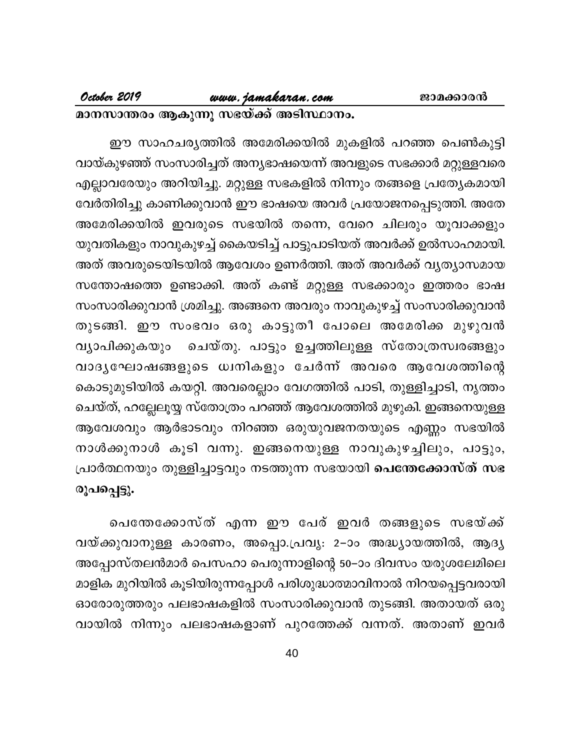**മാനസാന്തരം ആകുന്നു സഭയ്ക്ക് അടിസ്ഥാനം.**

ഈ സാഹചര്യത്തിൽ അമേരിക്കയിൽ മുകളിൽ പറഞ്ഞ പെൺകുട്ടി വായ്കുഴഞ്ഞ് സംസാരിച്ചത് അന്യഭാഷയെന്ന് അവളുടെ സഭക്കാർ മറ്റുള്ളവരെ എല്ലാവരേയും അറിയിച്ചു. മറ്റുള്ള സഭകളിൽ നിന്നും തങ്ങളെ പ്രത്യേകമായി വേർതിരിച്ചു കാണിക്കുവാൻ ഈ ഭാഷയെ അവർ പ്രയോജനപ്പെടുത്തി. അതേ അമേരിക്കയിൽ ഇവരുടെ സഭയിൽ തന്നെ, വേറെ ചിലരും യുവാക്കളും യുവതികളും നാവുകുഴച്ച് കൈയടിച്ച് പാട്ടുപാടിയത് അവർക്ക് ഉൽസാഹമായി. അത് അവരുടെയിടയിൽ ആവേശം ഉണർത്തി. അത് അവർക്ക് വ്യത്യാസമായ സന്തോഷത്തെ ഉണ്ടാക്കി. അത് കണ്ട് മറ്റുള്ള സഭക്കാരും ഇത്തരം ഭാഷ സംസാരിക്കുവാൻ ശ്രമിച്ചു. അങ്ങനെ അവരും നാവുകുഴച്ച് സംസാരിക്കുവാൻ തുടങ്ങി. ഈ സംഭവം ഒരു കാട്ടുതീ പോലെ അമേരിക്ക മുഴുവൻ വ്യാപിക്കുകയും ചെയ്തു. പാട്ടും ഉച്ചത്തിലുള്ള സ്തോത്രസ്വരങ്ങളും വാദ്യഘോഷങ്ങളുടെ ധ്വനികളും ചേർന്ന് അവരെ ആവേശത്തിന്റെ കൊടുമുടിയിൽ കയറ്റി. അവരെല്ലാം വേഗത്തിൽ പാടി, തുള്ളിച്ചാടി, നൃത്തം ചെയ്ത്, ഹല്ലേലൂയ്യ സ്തോത്രം പറഞ്ഞ് ആവേശത്തിൽ മുഴുകി. ഇങ്ങനെയുള്ള ആവേശവും ആർഭാടവും നിറഞ്ഞ ഒരുയുവജനതയുടെ എണ്ണം സഭയിൽ നാൾക്കുനാൾ കൂടി വന്നു. ഇങ്ങനെയുള്ള നാവുകുഴച്ചിലും, പാട്ടും, പ്രാർത്ഥനയും തുള്ളിച്ചാട്ടവും നടത്തുന്ന സഭയായി **പെന്തേക്കോസ്ത് സഭ രൂപപ്പെട്ടു.**

പെന്തേക്കോസ്ത് എന്ന ഈ പേര് ഇവർ തങ്ങളുടെ സഭയ്ക്ക് വയ്ക്കുവാനുള്ള കാരണം, അപ്പൊ.പ്രവൃ: 2–ാം അദ്ധ്യായത്തിൽ, ആദ്യ അപ്പോസ്തലൻമാർ പെസഹാ പെരുന്നാളിന്റെ 50–ാം ദിവസം യരുശലേമിലെ മാളിക മുറിയിൽ കൂടിയിരുന്നപ്പോൾ പരിശുദ്ധാത്മാവിനാൽ നിറയപ്പെട്ടവരായി ഓരോരുത്തരും പലഭാഷകളിൽ സംസാരിക്കുവാൻ തുടങ്ങി. അതായത് ഒരു വായിൽ നിന്നും പലഭാഷകളാണ് പുറത്തേക്ക് വന്നത്. അതാണ് ഇവർ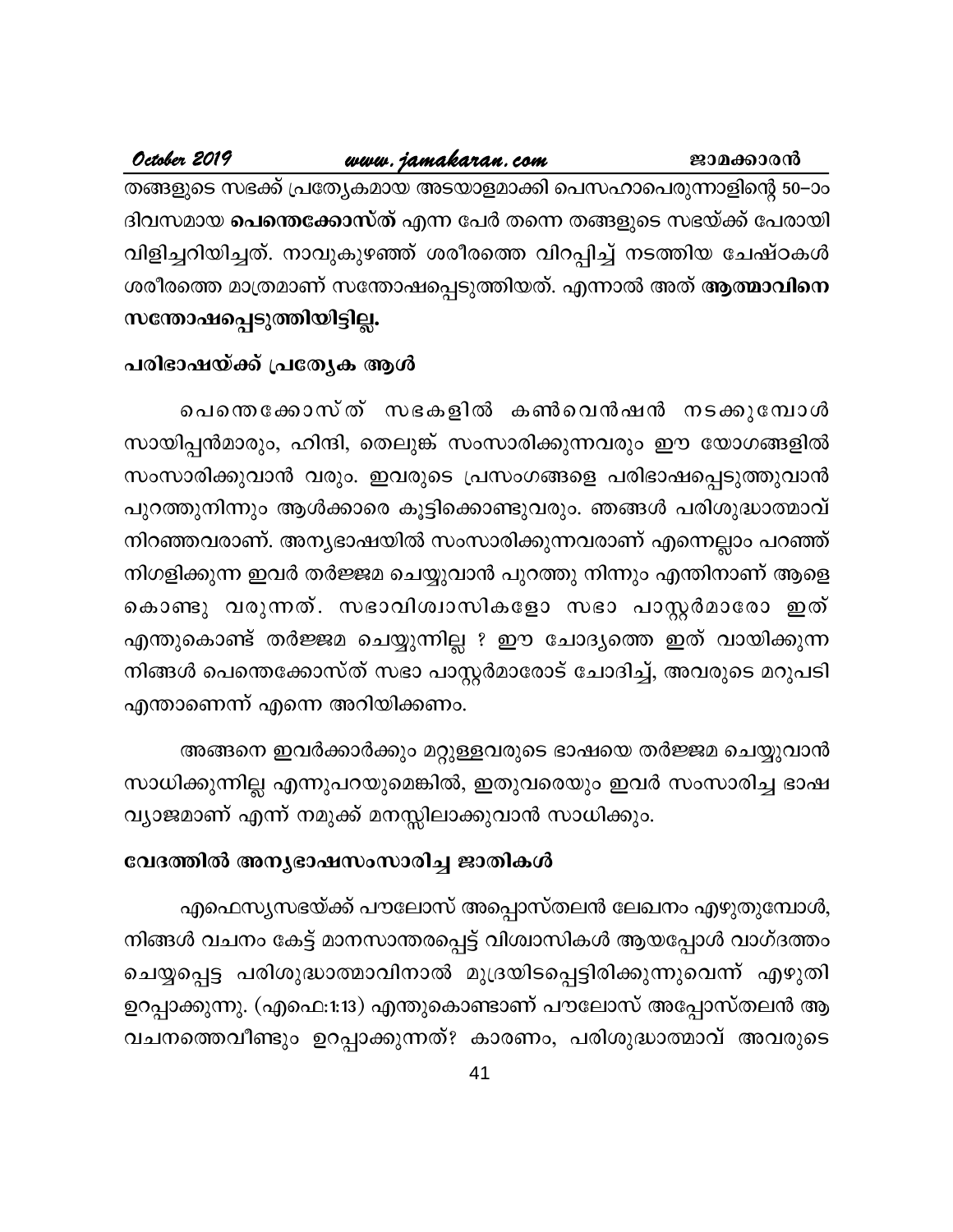തങ്ങളുടെ സഭക്ക് പ്രത്യേകമായ അടയാളമാക്കി പെസഹാപെരുന്നാളിന്റെ 50–ാം ദിവസമായ **പെന്തെക്കോസ്ത്** എന്ന പേർ തന്നെ തങ്ങളുടെ സഭയ്ക്ക് പേരായി വിളിച്ചറിയിച്ചത്. നാവുകുഴഞ്ഞ് ശരീരത്തെ വിറപ്പിച്ച് നടത്തിയ ചേഷ്ഠകൾ ശരീരത്തെ മാത്രമാണ് സന്തോഷപ്പെടുത്തിയത്. എന്നാൽ അത് **ആത്മാവിനെ സന്തോഷപ്പെടുത്തിയിട്ടില്ല.**

## പരിഭാഷയ്ക്ക് പ്രത്യേക ആൾ

പെന്തെക്കോസ്ത് സഭകളിൽ കൺവെൻഷൻ നടക്കുമ്പോൾ സായിപ്പൻമാരും, ഹിന്ദി, തെലുങ്ക് സംസാരിക്കുന്നവരും ഈ യോഗങ്ങളിൽ സംസാരിക്കുവാൻ വരും. ഇവരുടെ പ്രസംഗങ്ങളെ പരിഭാഷപ്പെടുത്തുവാൻ പുറത്തുനിന്നും ആൾക്കാരെ കൂട്ടിക്കൊണ്ടുവരും. ഞങ്ങൾ പരിശുദ്ധാത്മാവ് നിറഞ്ഞവരാണ്. അന്യഭാഷയിൽ സംസാരിക്കുന്നവരാണ് എന്നെല്ലാം പറഞ്ഞ് നിഗളിക്കുന്ന ഇവർ തർജ്ജമ ചെയ്യുവാൻ പുറത്തു നിന്നും എന്തിനാണ് ആളെ കൊണ്ടു വരുന്നത്. സഭാവിശ്വാസികളോ സഭാ പാസ്റ്റർമാരോ ഇത് എന്തുകൊണ്ട് തർജ്ജമ ചെയ്യുന്നില്ല ? ഈ ചോദ്യത്തെ ഇത് വായിക്കുന്ന നിങ്ങൾ പെന്തെക്കോസ്ത് സഭാ പാസ്റ്റർമാരോട് ചോദിച്ച്, അവരുടെ മറുപടി എന്താണെന്ന് എന്നെ അറിയിക്കണം.

അങ്ങനെ ഇവർക്കാർക്കും മറ്റുള്ളവരുടെ ഭാഷയെ തർജ്ജമ ചെയ്യുവാൻ സാധിക്കുന്നില്ല എന്നുപറയുമെങ്കിൽ, ഇതുവരെയും ഇവർ സംസാരിച്ച ഭാഷ വ്യാജമാണ് എന്ന് നമുക്ക് മനസ്സിലാക്കുവാൻ സാധിക്കും.

## വേദത്തിൽ അന്യഭാഷസംസാരിച്ച ജാതികൾ

എഫെസ്യസഭയ്ക്ക് പൗലോസ് അപ്പൊസ്തലൻ ലേഖനം എഴുതുമ്പോൾ, നിങ്ങൾ വചനം കേട്ട് മാനസാന്തരപ്പെട്ട് വിശ്വാസികൾ ആയപ്പോൾ വാഗ്ദത്തം ചെയ്യപ്പെട്ട പരിശുദ്ധാത്മാവിനാൽ മുദ്രയിടപ്പെട്ടിരിക്കുന്നുവെന്ന് എഴുതി ഉറപ്പാക്കുന്നു. (എഫെ:1:13) എന്തുകൊണ്ടാണ് പൗലോസ് അപ്പോസ്തലൻ ആ വചനത്തെവീണ്ടും ഉറപ്പാക്കുന്നത്? കാരണം, പരിശുദ്ധാത്മാവ് അവരുടെ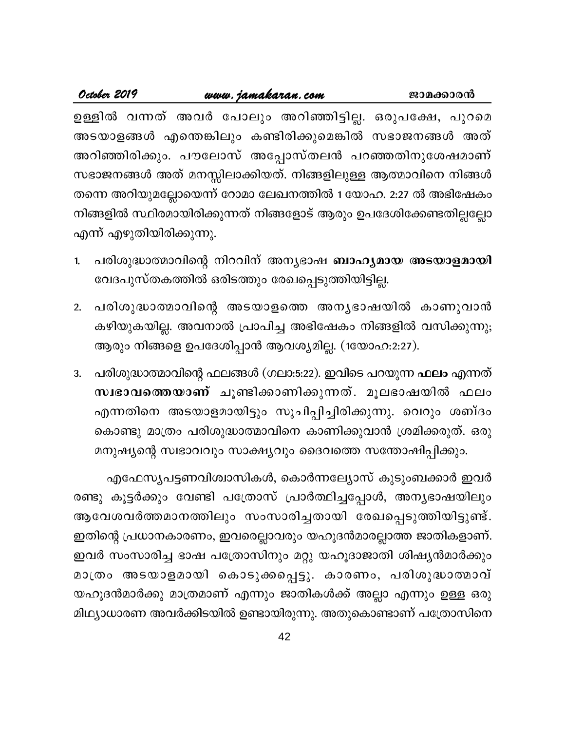ഉള്ളിൽ വന്നത് അവർ പോലും അറിഞ്ഞിട്ടില്ല. ഒരുപക്ഷേ, പുറമെ അടയാളങ്ങൾ എന്തെങ്കിലും കണ്ടിരിക്കുമെങ്കിൽ സഭാജനങ്ങൾ അത് അറിഞ്ഞിരിക്കും. പൗലോസ് അപ്പോസ്തലൻ പറഞ്ഞതിനുശേഷമാണ് സഭാജനങ്ങൾ അത് മനസ്സിലാക്കിയത്. നിങ്ങളിലുള്ള ആത്മാവിനെ നിങ്ങൾ തന്നെ അറിയുമല്ലോയെന്ന് റോമാ ലേഖനത്തിൽ 1 യോഹ. 2:27 ൽ അഭിഷേകം നിങ്ങളിൽ സ്ഥിരമായിരിക്കുന്നത് നിങ്ങളോട് ആരും ഉപദേശിക്കേണ്ടതില്ലല്ലോ എന്ന് എഴുതിയിരിക്കുന്നു.

1. പരിശുദ്ധാത്മാവിന്റെ നിറവിന് അന്യഭാഷ **ബാഹ്യമായ അടയാളമായി** വേദപുസ്തകത്തിൽ ഒരിടത്തും രേഖപ്പെടുത്തിയിട്ടില്ല.

2. പരിശുദ്ധാത്മാവിന്റെ അടയാളത്തെ അന്യഭാഷയിൽ കാണുവാൻ കഴിയുകയില്ല. അവനാൽ പ്രാപിച്ച അഭിഷേകം നിങ്ങളിൽ വസിക്കുന്നു; ആരും നിങ്ങളെ ഉപദേശിപ്പാൻ ആവശ്യമില്ല. (1യോഹ:2:27).

3. പരിശുദ്ധാത്മാവിന്റെ ഫലങ്ങൾ (ഗലാ:5:22). ഇവിടെ പറയുന്ന **ഫലം** എന്നത് **സ്വഭാവത്തെയാണ്** ചൂണ്ടിക്കാണിക്കുന്നത്. മൂലഭാഷയിൽ ഫലം എന്നതിനെ അടയാളമായിട്ടും സൂചിപ്പിച്ചിരിക്കുന്നു. വെറും ശബ്ദം കൊണ്ടു മാത്രം പരിശുദ്ധാത്മാവിനെ കാണിക്കുവാൻ ശ്രമിക്കരുത്. ഒരു മനുഷ്യന്റെ സ്വഭാവവും സാക്ഷ്യവും ദൈവത്തെ സന്തോഷിപ്പിക്കും.

എഫേസ്യപട്ടണവിശ്വാസികൾ, കൊർന്നല്യോസ് കുടുംബക്കാർ ഇവർ രണ്ടു കൂട്ടർക്കും വേണ്ടി പത്രോസ് പ്രാർത്ഥിച്ചപ്പോൾ, അന്യഭാഷയിലും ആവേശവർത്തമാനത്തിലും സംസാരിച്ചതായി രേഖപ്പെടുത്തിയിട്ടുണ്ട്. ഇതിന്റെ പ്രധാനകാരണം, ഇവരെല്ലാവരും യഹൂദൻമാരല്ലാത്ത ജാതികളാണ്. ഇവർ സംസാരിച്ച ഭാഷ പത്രോസിനും മറ്റു യഹൂദാജാതി ശിഷ്യൻമാർക്കും മാത്രം അടയാളമായി കൊടുക്കപ്പെട്ടു. കാരണം, പരിശുദ്ധാത്മാവ് യഹൂദൻമാർക്കു മാത്രമാണ് എന്നും ജാതികൾക്ക് അല്ലാ എന്നും ഉള്ള ഒരു മിഥ്യാധാരണ അവർക്കിടയിൽ ഉണ്ടായിരുന്നു. അതുകൊണ്ടാണ് പത്രോസിനെ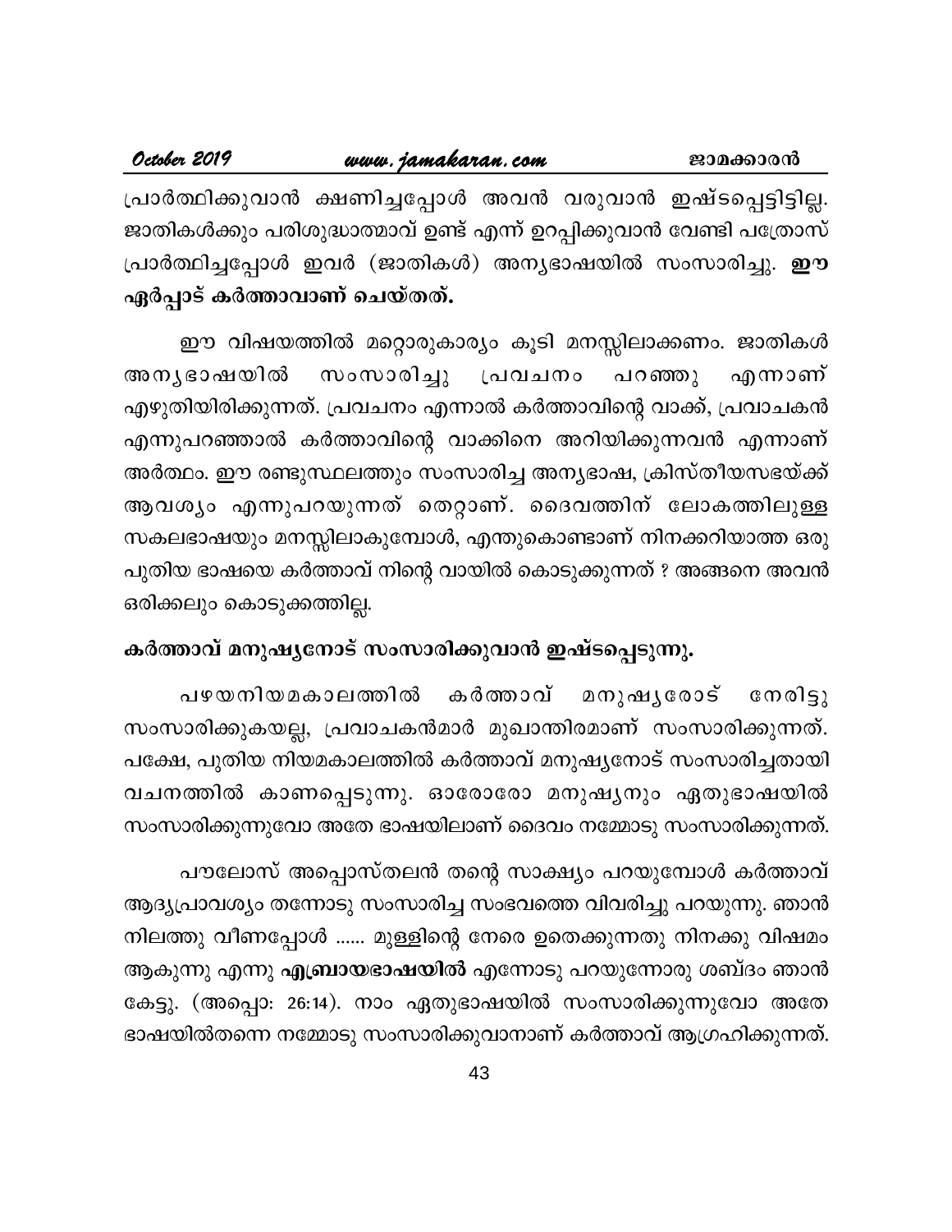പ്രാർത്ഥിക്കുവാൻ ക്ഷണിച്ചപ്പോൾ അവൻ വരുവാൻ ഇഷ്ടപ്പെട്ടിട്ടില്ല. ജാതികൾക്കും പരിശുദ്ധാത്മാവ് ഉണ്ട് എന്ന് ഉറപ്പിക്കുവാൻ വേണ്ടി പത്രോസ് പ്രാർത്ഥിച്ചപ്പോൾ ഇവർ (ജാതികൾ) അന്യഭാഷയിൽ സംസാരിച്ചു. **ഈ ഏർപ്പാട് കർത്താവാണ് ചെയ്തത്.**

ഈ വിഷയത്തിൽ മറ്റൊരുകാര്യം കൂടി മനസ്സിലാക്കണം. ജാതികൾ അന്യഭാഷയിൽ സംസാരിച്ചു പ്രവചനം പറഞ്ഞു എന്നാണ് എഴുതിയിരിക്കുന്നത്. പ്രവചനം എന്നാൽ കർത്താവിന്റെ വാക്ക്, പ്രവാചകൻ എന്നുപറഞ്ഞാൽ കർത്താവിന്റെ വാക്കിനെ അറിയിക്കുന്നവൻ എന്നാണ് അർത്ഥം. ഈ രണ്ടുസ്ഥലത്തും സംസാരിച്ച അന്യഭാഷ, ക്രിസ്തീയസഭയ്ക്ക് ആവശ്യം എന്നുപറയുന്നത് തെറ്റാണ്. ദൈവത്തിന് ലോകത്തിലുള്ള സകലഭാഷയും മനസ്സിലാകുമ്പോൾ, എന്തുകൊണ്ടാണ് നിനക്കറിയാത്ത ഒരു പുതിയ ഭാഷയെ കർത്താവ് നിന്റെ വായിൽ കൊടുക്കുന്നത് ? അങ്ങനെ അവൻ ഒരിക്കലും കൊടുക്കത്തില്ല.

## കർത്താവ് മനുഷ്യനോട് സംസാരിക്കുവാൻ ഇഷ്ടപ്പെടുന്നു.

പഴയനിയമകാലത്തിൽ കർത്താവ് മനുഷ്യരോട് നേരിട്ടു സംസാരിക്കുകയല്ല, പ്രവാചകൻമാർ മുഖാന്തിരമാണ് സംസാരിക്കുന്നത്. പക്ഷേ, പുതിയ നിയമകാലത്തിൽ കർത്താവ് മനുഷ്യനോട് സംസാരിച്ചതായി വചനത്തിൽ കാണപ്പെടുന്നു. ഓരോരോ മനുഷ്യനും ഏതുഭാഷയിൽ സംസാരിക്കുന്നുവോ അതേ ഭാഷയിലാണ് ദൈവം നമ്മോടു സംസാരിക്കുന്നത്.

പൗലോസ് അപ്പൊസ്തലൻ തന്റെ സാക്ഷ്യം പറയുമ്പോൾ കർത്താവ് ആദ്യപ്രാവശ്യം തന്നോടു സംസാരിച്ച സംഭവത്തെ വിവരിച്ചു പറയുന്നു. ഞാൻ നിലത്തു വീണപ്പോൾ ...... മുള്ളിന്റെ നേരെ ഉതെക്കുന്നതു നിനക്കു വിഷമം ആകുന്നു എന്നു **എബ്രായഭാഷയിൽ** എന്നോടു പറയുന്നോരു ശബ്ദം ഞാൻ കേട്ടു. (അപ്പൊ: 26:14). നാം ഏതുഭാഷയിൽ സംസാരിക്കുന്നുവോ അതേ ഭാഷയിൽതന്നെ നമ്മോടു സംസാരിക്കുവാനാണ് കർത്താവ് ആഗ്രഹിക്കുന്നത്.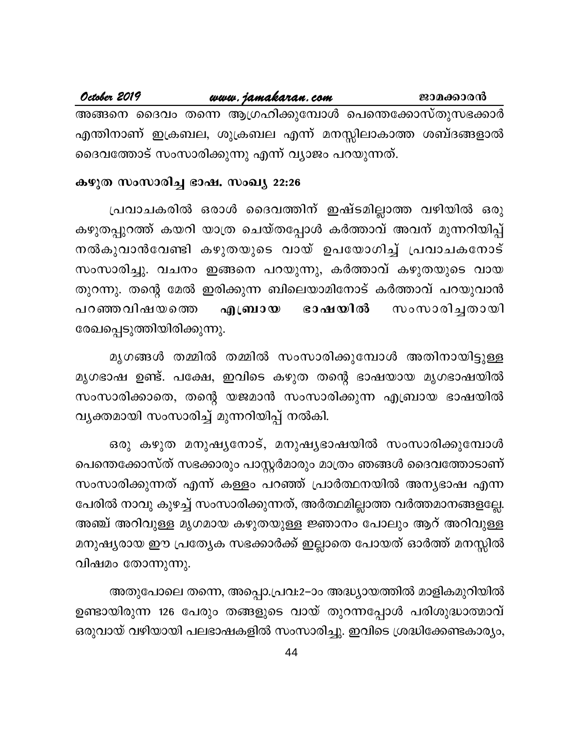അങ്ങനെ ദൈവം തന്നെ ആഗ്രഹിക്കുമ്പോൾ പെന്തെക്കോസ്തുസഭക്കാർ എന്തിനാണ് ഇക്രബല, ശുക്രബല എന്ന് മനസ്സിലാകാത്ത ശബ്ദങ്ങളാൽ ദൈവത്തോട് സംസാരിക്കുന്നു എന്ന് വ്യാജം പറയുന്നത്.

**കഴുത സംസാരിച്ച ഭാഷ. സംഖ്യ 22:26**

പ്രവാചകരിൽ ഒരാൾ ദൈവത്തിന് ഇഷ്ടമില്ലാത്ത വഴിയിൽ ഒരു കഴുതപ്പുറത്ത് കയറി യാത്ര ചെയ്തപ്പോൾ കർത്താവ് അവന് മുന്നറിയിപ്പ് നൽകുവാൻവേണ്ടി കഴുതയുടെ വായ് ഉപയോഗിച്ച് പ്രവാചകനോട് സംസാരിച്ചു. വചനം ഇങ്ങനെ പറയുന്നു, കർത്താവ് കഴുതയുടെ വായ തുറന്നു. തന്റെ മേൽ ഇരിക്കുന്ന ബിലെയാമിനോട് കർത്താവ് പറയുവാൻ പറഞ്ഞവിഷയത്തെ **എബ്രായ ഭാഷയിൽ** സംസാരിച്ചതായി രേഖപ്പെടുത്തിയിരിക്കുന്നു.

മൃഗങ്ങൾ തമ്മിൽ തമ്മിൽ സംസാരിക്കുമ്പോൾ അതിനായിട്ടുള്ള മൃഗഭാഷ ഉണ്ട്. പക്ഷേ, ഇവിടെ കഴുത തന്റെ ഭാഷയായ മൃഗഭാഷയിൽ സംസാരിക്കാതെ, തന്റെ യജമാൻ സംസാരിക്കുന്ന എബ്രായ ഭാഷയിൽ വ്യക്തമായി സംസാരിച്ച് മുന്നറിയിപ്പ് നൽകി.

ഒരു കഴുത മനുഷ്യനോട്, മനുഷ്യഭാഷയിൽ സംസാരിക്കുമ്പോൾ പെന്തെക്കോസ്ത് സഭക്കാരും പാസ്റ്റർമാരും മാത്രം ഞങ്ങൾ ദൈവത്തോടാണ് സംസാരിക്കുന്നത് എന്ന് കള്ളം പറഞ്ഞ് പ്രാർത്ഥനയിൽ അന്യഭാഷ എന്ന പേരിൽ നാവു കുഴച്ച് സംസാരിക്കുന്നത്, അർത്ഥമില്ലാത്ത വർത്തമാനങ്ങളല്ലേ. അഞ്ച് അറിവുള്ള മൃഗമായ കഴുതയുള്ള ജ്ഞാനം പോലും ആറ് അറിവുള്ള മനുഷ്യരായ ഈ പ്രത്യേക സഭക്കാർക്ക് ഇല്ലാതെ പോയത് ഓർത്ത് മനസ്സിൽ വിഷമം തോന്നുന്നു.

അതുപോലെ തന്നെ, അപ്പൊ.പ്രവ:2-ാം അദ്ധ്യായത്തിൽ മാളികമുറിയിൽ ഉണ്ടായിരുന്ന 126 പേരും തങ്ങളുടെ വായ് തുറന്നപ്പോൾ പരിശുദ്ധാത്മാവ് ഒരുവായ് വഴിയായി പലഭാഷകളിൽ സംസാരിച്ചു. ഇവിടെ ശ്രദ്ധിക്കേണ്ടകാര്യം,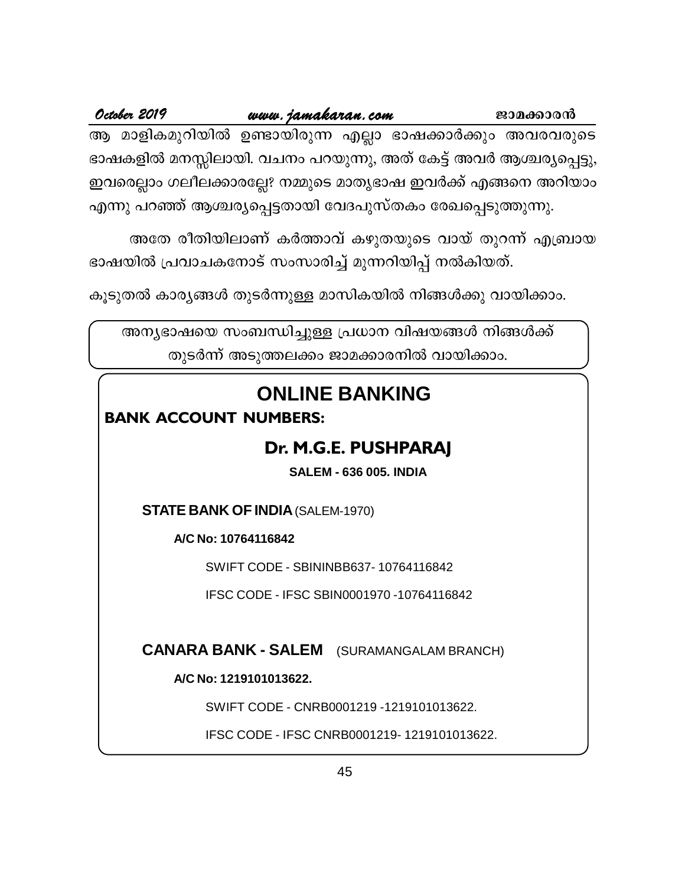ആ മാളികമുറിയിൽ ഉണ്ടായിരുന്ന എല്ലാ ഭാഷക്കാർക്കും അവരവരുടെ ഭാഷകളിൽ മനസ്സിലായി. വചനം പറയുന്നു, അത് കേട്ട് അവർ ആശ്ചര്യപ്പെട്ടു, ഇവരെല്ലാം ഗലീലക്കാരല്ലേ? നമ്മുടെ മാതൃഭാഷ ഇവർക്ക് എങ്ങനെ അറിയാം എന്നു പറഞ്ഞ് ആശ്ചര്യപ്പെട്ടതായി വേദപുസ്തകം രേഖപ്പെടുത്തുന്നു.

അതേ രീതിയിലാണ് കർത്താവ് കഴുതയുടെ വായ് തുറന്ന് എബ്രായ ഭാഷയിൽ പ്രവാചകനോട് സംസാരിച്ച് മുന്നറിയിപ്പ് നൽകിയത്.

കൂടുതൽ കാര്യങ്ങൾ തുടർന്നുള്ള മാസികയിൽ നിങ്ങൾക്കു വായിക്കാം.

അന്യഭാഷയെ സംബന്ധിച്ചുള്ള പ്രധാന വിഷയങ്ങൾ നിങ്ങൾക്ക് തുടർന്ന് അടുത്തലക്കം ജാമക്കാരനിൽ വായിക്കാം.

## ONLINE BANKING

**BANK ACCOUNT NUMBERS:**

### Dr. M.G.E. PUSHPARAJ

**SALEM - 636 005. INDIA**

**STATE BANK OF INDIA** (SALEM-1970)

**A/C No: 10764116842**

SWIFT CODE - SBININBB637- 10764116842

IFSC CODE - IFSC SBIN0001970 -10764116842

**CANARA BANK - SALEM** (SURAMANGALAM BRANCH)

**A/C No: 1219101013622.**

SWIFT CODE - CNRB0001219 -1219101013622.

IFSC CODE - IFSC CNRB0001219- 1219101013622.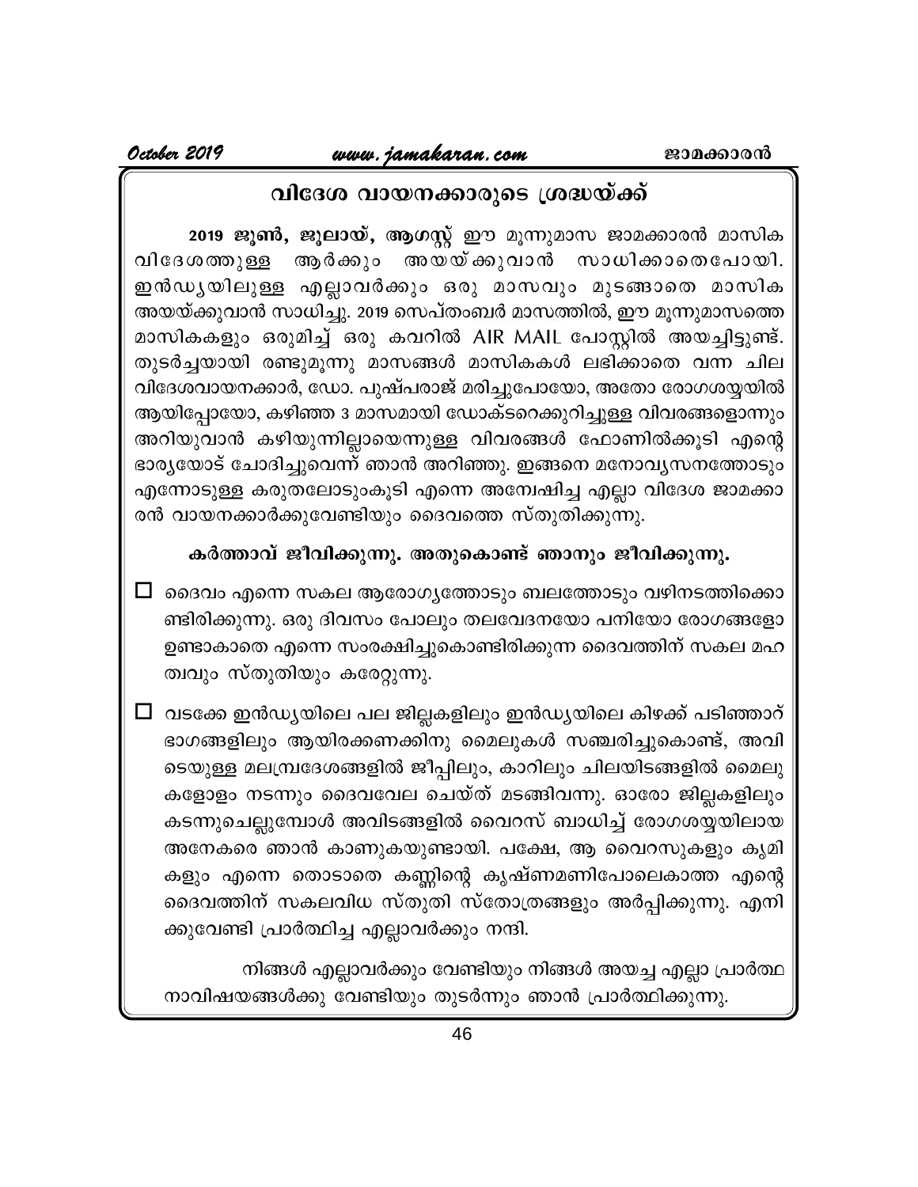## വിദേശ വായനക്കാരുടെ ശ്രദ്ധയ്ക്ക്

**2019 ജൂൺ, ജൂലായ്, ആഗസ്റ്റ്** ഈ മൂന്നുമാസ ജാമക്കാരൻ മാസിക വിദേശത്തുള്ള ആർക്കും അയയ്ക്കുവാൻ സാധിക്കാതെപോയി. ഇൻഡ്യയിലുള്ള എല്ലാവർക്കും ഒരു മാസവും മുടങ്ങാതെ മാസിക അയയ്ക്കുവാൻ സാധിച്ചു. 2019 സെപ്തംബർ മാസത്തിൽ, ഈ മൂന്നുമാസത്തെ മാസികകളും ഒരുമിച്ച് ഒരു കവറിൽ AIR MAIL പോസ്റ്റിൽ അയച്ചിട്ടുണ്ട്. തുടർച്ചയായി രണ്ടുമൂന്നു മാസങ്ങൾ മാസികകൾ ലഭിക്കാതെ വന്ന ചില വിദേശവായനക്കാർ, ഡോ. പുഷ്പരാജ് മരിച്ചുപോയോ, അതോ രോഗശയ്യയിൽ ആയിപ്പോയോ, കഴിഞ്ഞ 3 മാസമായി ഡോക്ടറെക്കുറിച്ചുള്ള വിവരങ്ങളൊന്നും അറിയുവാൻ കഴിയുന്നില്ലായെന്നുള്ള വിവരങ്ങൾ ഫോണിൽക്കൂടി എന്റെ ഭാര്യയോട് ചോദിച്ചുവെന്ന് ഞാൻ അറിഞ്ഞു. ഇങ്ങനെ മനോവ്യസനത്തോടും എന്നോടുള്ള കരുതലോടുംകൂടി എന്നെ അന്വേഷിച്ച എല്ലാ വിദേശ ജാമക്കാരൻ വായനക്കാർക്കുവേണ്ടിയും ദൈവത്തെ സ്തുതിക്കുന്നു.

**കർത്താവ് ജീവിക്കുന്നു. അതുകൊണ്ട് ഞാനും ജീവിക്കുന്നു.**

- ☐ ദൈവം എന്നെ സകല ആരോഗ്യത്തോടും ബലത്തോടും വഴിനടത്തിക്കൊണ്ടിരിക്കുന്നു. ഒരു ദിവസം പോലും തലവേദനയോ പനിയോ രോഗങ്ങളോ ഉണ്ടാകാതെ എന്നെ സംരക്ഷിച്ചുകൊണ്ടിരിക്കുന്ന ദൈവത്തിന് സകല മഹത്വവും സ്തുതിയും കരേറ്റുന്നു.

- ☐ വടക്കേ ഇൻഡ്യയിലെ പല ജില്ലകളിലും ഇൻഡ്യയിലെ കിഴക്ക് പടിഞ്ഞാറ് ഭാഗങ്ങളിലും ആയിരക്കണക്കിനു മൈലുകൾ സഞ്ചരിച്ചുകൊണ്ട്, അവിടെയുള്ള മലമ്പ്രദേശങ്ങളിൽ ജീപ്പിലും, കാറിലും ചിലയിടങ്ങളിൽ മൈലുകളോളം നടന്നും ദൈവവേല ചെയ്ത് മടങ്ങിവന്നു. ഓരോ ജില്ലകളിലും കടന്നുചെല്ലുമ്പോൾ അവിടങ്ങളിൽ വൈറസ് ബാധിച്ച് രോഗശയ്യയിലായ അനേകരെ ഞാൻ കാണുകയുണ്ടായി. പക്ഷേ, ആ വൈറസുകളും കൃമികളും എന്നെ തൊടാതെ കണ്ണിന്റെ കൃഷ്ണമണിപോലെകാത്ത എന്റെ ദൈവത്തിന് സകലവിധ സ്തുതി സ്തോത്രങ്ങളും അർപ്പിക്കുന്നു. എനിക്കുവേണ്ടി പ്രാർത്ഥിച്ച എല്ലാവർക്കും നന്ദി.

നിങ്ങൾ എല്ലാവർക്കും വേണ്ടിയും നിങ്ങൾ അയച്ച എല്ലാ പ്രാർത്ഥനാവിഷയങ്ങൾക്കു വേണ്ടിയും തുടർന്നും ഞാൻ പ്രാർത്ഥിക്കുന്നു.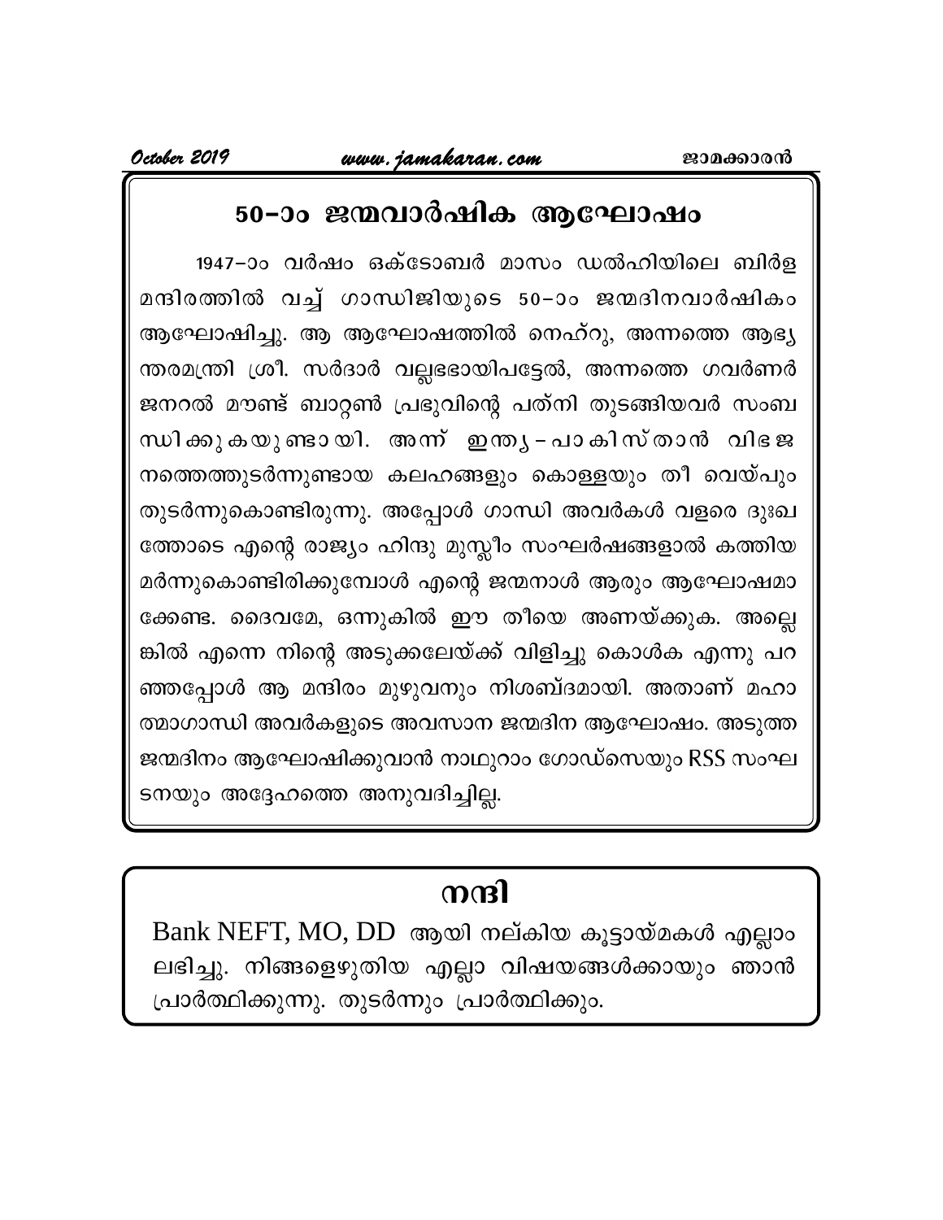## 50–ാം ജന്മവാർഷിക ആഘോഷം

1947–ാം വർഷം ഒക്ടോബർ മാസം ഡൽഹിയിലെ ബിർള മന്ദിരത്തിൽ വച്ച് ഗാന്ധിജിയുടെ 50–ാം ജന്മദിനവാർഷികം ആഘോഷിച്ചു. ആ ആഘോഷത്തിൽ നെഹ്റു, അന്നത്തെ ആഭ്യന്തരമന്ത്രി ശ്രീ. സർദാർ വല്ലഭഭായിപട്ടേൽ, അന്നത്തെ ഗവർണർ ജനറൽ മൗണ്ട് ബാറ്റൺ പ്രഭുവിന്റെ പത്നി തുടങ്ങിയവർ സംബന്ധിക്കുകയുണ്ടായി. അന്ന് ഇന്ത്യ–പാകിസ്താൻ വിഭജനത്തെത്തുടർന്നുണ്ടായ കലഹങ്ങളും കൊള്ളയും തീ വെയ്പും തുടർന്നുകൊണ്ടിരുന്നു. അപ്പോൾ ഗാന്ധി അവർകൾ വളരെ ദുഃഖത്തോടെ എന്റെ രാജ്യം ഹിന്ദു മുസ്ലീം സംഘർഷങ്ങളാൽ കത്തിയമർന്നുകൊണ്ടിരിക്കുമ്പോൾ എന്റെ ജന്മനാൾ ആരും ആഘോഷമാക്കേണ്ട. ദൈവമേ, ഒന്നുകിൽ ഈ തീയെ അണയ്ക്കുക. അല്ലെങ്കിൽ എന്നെ നിന്റെ അടുക്കലേയ്ക്ക് വിളിച്ചു കൊൾക എന്നു പറഞ്ഞപ്പോൾ ആ മന്ദിരം മുഴുവനും നിശബ്ദമായി. അതാണ് മഹാത്മാഗാന്ധി അവർകളുടെ അവസാന ജന്മദിന ആഘോഷം. അടുത്ത ജന്മദിനം ആഘോഷിക്കുവാൻ നാഥുറാം ഗോഡ്സെയും RSS സംഘടനയും അദ്ദേഹത്തെ അനുവദിച്ചില്ല.

## നന്ദി

Bank NEFT, MO, DD ആയി നല്കിയ കൂട്ടായ്മകൾ എല്ലാം ലഭിച്ചു. നിങ്ങളെഴുതിയ എല്ലാ വിഷയങ്ങൾക്കായും ഞാൻ പ്രാർത്ഥിക്കുന്നു. തുടർന്നും പ്രാർത്ഥിക്കും.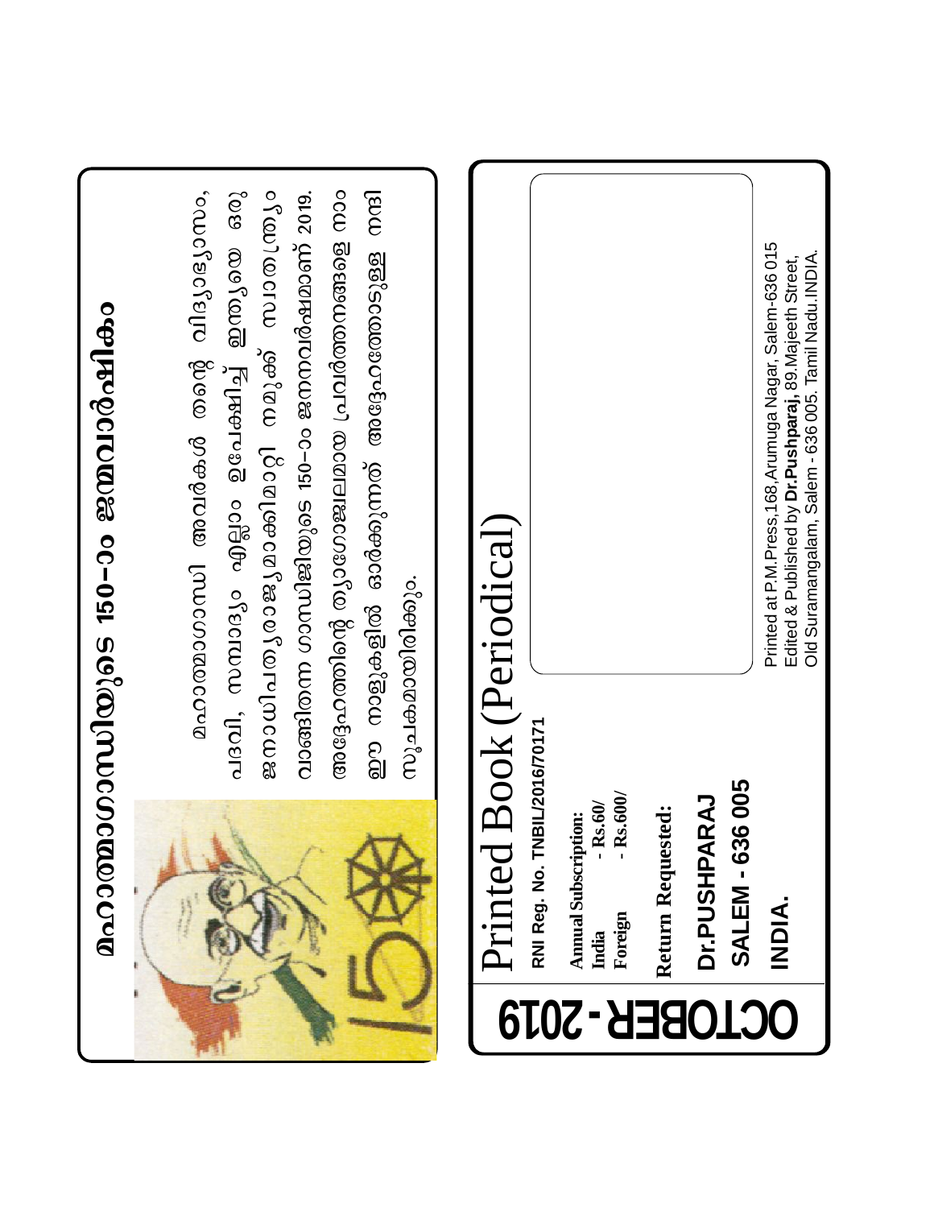## മഹാത്മാഗാന്ധിയുടെ 150–ാം ജന്മവാർഷികം

മഹാത്മാഗാന്ധി അവർകൾ തന്റെ വിദ്യാഭ്യാസം, പദവി, സമ്പാദ്യം എല്ലാം ഉപേക്ഷിച്ച് ഇന്ത്യയെ ഒരു ജനാധിപത്യരാജ്യമാക്കിമാറ്റി നമുക്ക് സ്വാതന്ത്ര്യം വാങ്ങിതന്ന ഗാന്ധിജിയുടെ 150–ാം ജന്മവർഷമാണ് 2019. അദ്ദേഹത്തിന്റെ ത്യാഗോജ്ജ്വലമായ പ്രവർത്തനങ്ങളെ നാം ഈ നാളുകളിൽ ഓർക്കുന്നത് അദ്ദേഹത്തോടുള്ള നന്ദി സൂചകമായിരിക്കും.

# Printed Book (Periodical)

**RNI Reg. No. TNBIL/2016/70171**

**Annual Subscription:**
India - Rs.60/
Foreign - Rs.600/

**Return Requested:**

**Dr.PUSHPARAJ**
**SALEM - 636 005**
**INDIA.**

Printed at P.M.Press,168,Arumuga Nagar, Salem-636 015
Edited & Published by **Dr.Pushparaj,** 89,Majeeth Street,
Old Suramangalam, Salem - 636 005. Tamil Nadu.INDIA.

**OCTOBER - 2019**